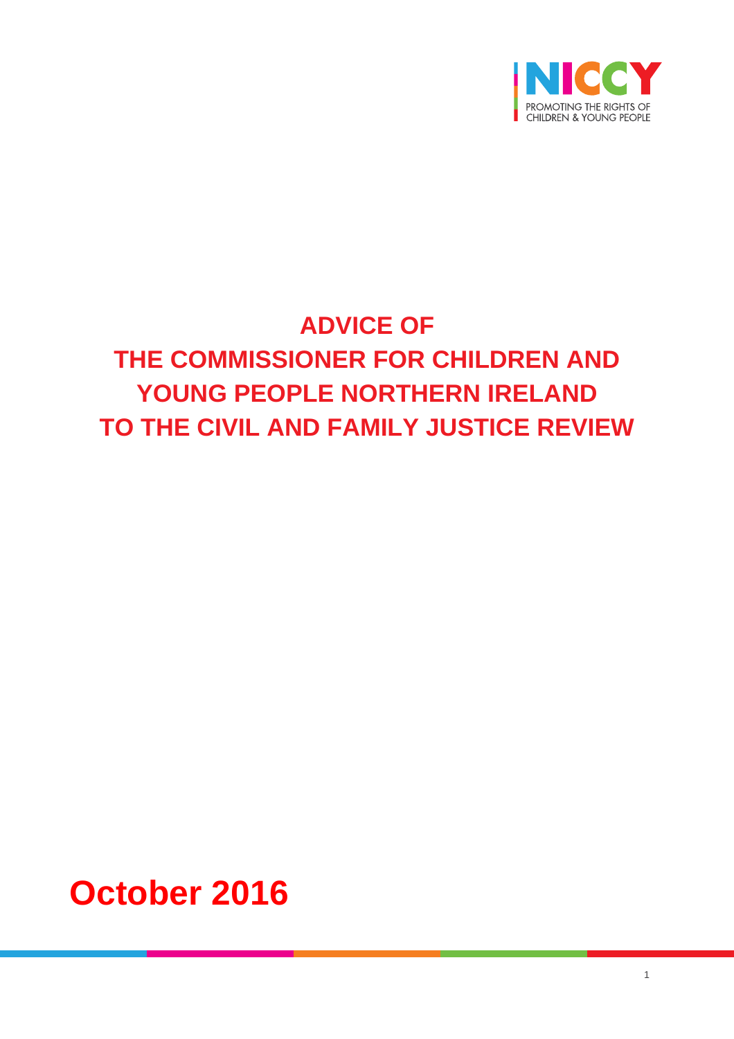NICCY

PROMOTING THE RIGHTS OF CHILDREN & YOUNG PEOPLE

# ADVICE OF THE COMMISSIONER FOR CHILDREN AND YOUNG PEOPLE NORTHERN IRELAND TO THE CIVIL AND FAMILY JUSTICE REVIEW

**October 2016**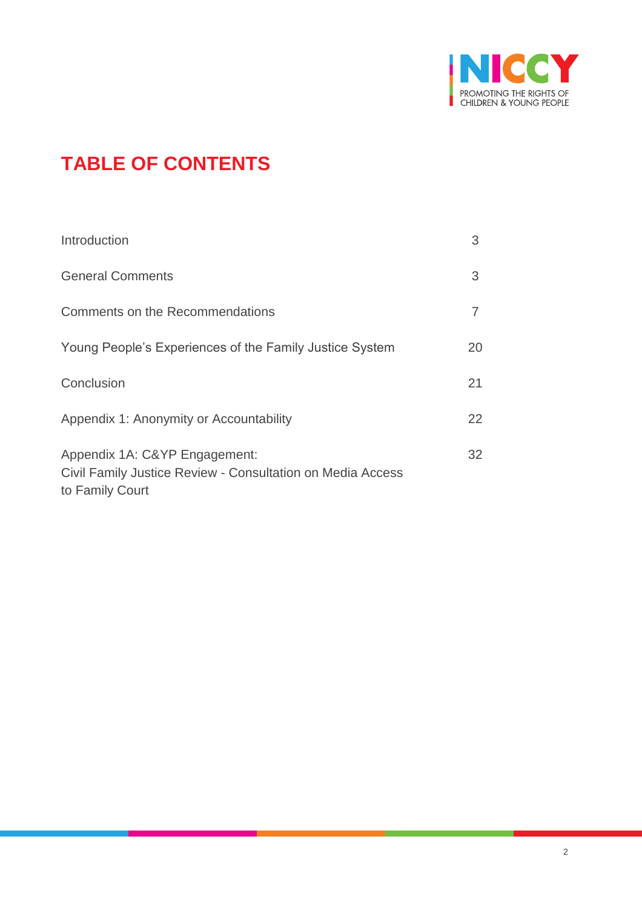# TABLE OF CONTENTS

| | |
|---|---|
| Introduction | 3 |
| General Comments | 3 |
| Comments on the Recommendations | 7 |
| Young People's Experiences of the Family Justice System | 20 |
| Conclusion | 21 |
| Appendix 1: Anonymity or Accountability | 22 |
| Appendix 1A: C&YP Engagement: Civil Family Justice Review - Consultation on Media Access to Family Court | 32 |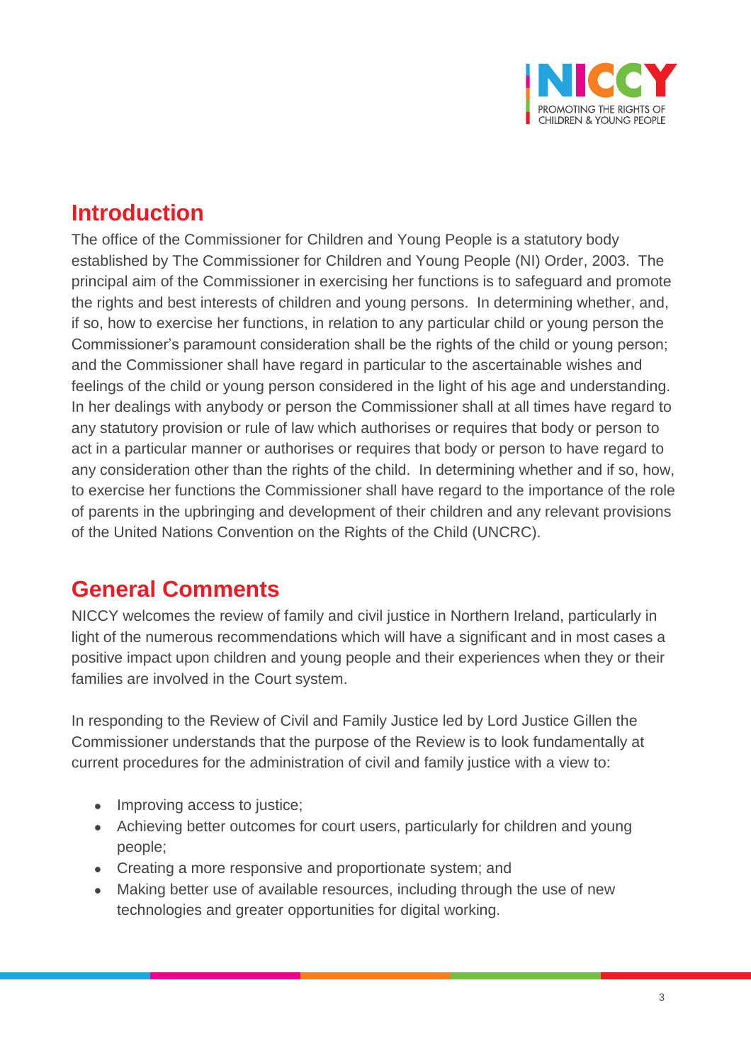## Introduction

The office of the Commissioner for Children and Young People is a statutory body established by The Commissioner for Children and Young People (NI) Order, 2003. The principal aim of the Commissioner in exercising her functions is to safeguard and promote the rights and best interests of children and young persons. In determining whether, and, if so, how to exercise her functions, in relation to any particular child or young person the Commissioner's paramount consideration shall be the rights of the child or young person; and the Commissioner shall have regard in particular to the ascertainable wishes and feelings of the child or young person considered in the light of his age and understanding. In her dealings with anybody or person the Commissioner shall at all times have regard to any statutory provision or rule of law which authorises or requires that body or person to act in a particular manner or authorises or requires that body or person to have regard to any consideration other than the rights of the child. In determining whether and if so, how, to exercise her functions the Commissioner shall have regard to the importance of the role of parents in the upbringing and development of their children and any relevant provisions of the United Nations Convention on the Rights of the Child (UNCRC).

## General Comments

NICCY welcomes the review of family and civil justice in Northern Ireland, particularly in light of the numerous recommendations which will have a significant and in most cases a positive impact upon children and young people and their experiences when they or their families are involved in the Court system.

In responding to the Review of Civil and Family Justice led by Lord Justice Gillen the Commissioner understands that the purpose of the Review is to look fundamentally at current procedures for the administration of civil and family justice with a view to:

- Improving access to justice;
- Achieving better outcomes for court users, particularly for children and young people;
- Creating a more responsive and proportionate system; and
- Making better use of available resources, including through the use of new technologies and greater opportunities for digital working.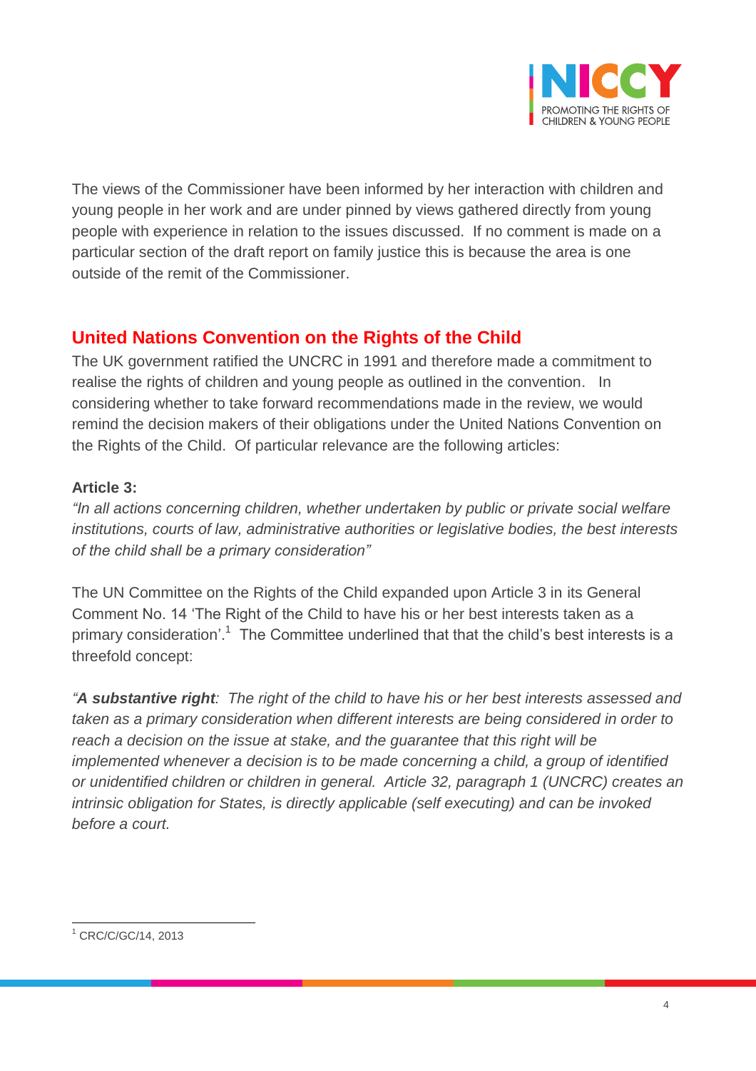The views of the Commissioner have been informed by her interaction with children and young people in her work and are under pinned by views gathered directly from young people with experience in relation to the issues discussed. If no comment is made on a particular section of the draft report on family justice this is because the area is one outside of the remit of the Commissioner.

## United Nations Convention on the Rights of the Child

The UK government ratified the UNCRC in 1991 and therefore made a commitment to realise the rights of children and young people as outlined in the convention. In considering whether to take forward recommendations made in the review, we would remind the decision makers of their obligations under the United Nations Convention on the Rights of the Child. Of particular relevance are the following articles:

**Article 3:**

*"In all actions concerning children, whether undertaken by public or private social welfare institutions, courts of law, administrative authorities or legislative bodies, the best interests of the child shall be a primary consideration"*

The UN Committee on the Rights of the Child expanded upon Article 3 in its General Comment No. 14 'The Right of the Child to have his or her best interests taken as a primary consideration'.[1] The Committee underlined that that the child's best interests is a threefold concept:

*"**A substantive right**: The right of the child to have his or her best interests assessed and taken as a primary consideration when different interests are being considered in order to reach a decision on the issue at stake, and the guarantee that this right will be implemented whenever a decision is to be made concerning a child, a group of identified or unidentified children or children in general. Article 32, paragraph 1 (UNCRC) creates an intrinsic obligation for States, is directly applicable (self executing) and can be invoked before a court.*

---

[1] CRC/C/GC/14, 2013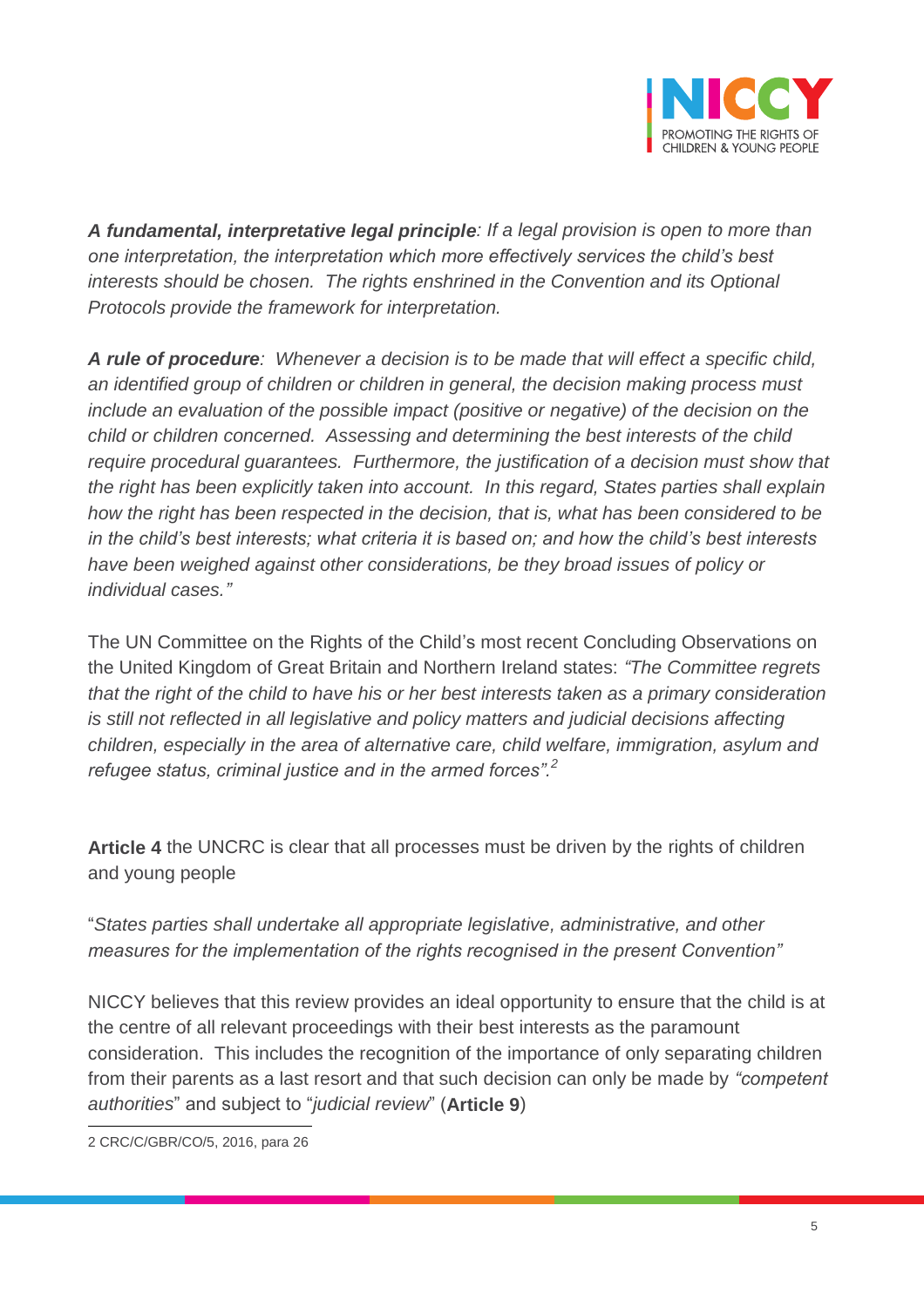***A fundamental, interpretative legal principle**: If a legal provision is open to more than one interpretation, the interpretation which more effectively services the child's best interests should be chosen. The rights enshrined in the Convention and its Optional Protocols provide the framework for interpretation.*

***A rule of procedure**: Whenever a decision is to be made that will effect a specific child, an identified group of children or children in general, the decision making process must include an evaluation of the possible impact (positive or negative) of the decision on the child or children concerned. Assessing and determining the best interests of the child require procedural guarantees. Furthermore, the justification of a decision must show that the right has been explicitly taken into account. In this regard, States parties shall explain how the right has been respected in the decision, that is, what has been considered to be in the child's best interests; what criteria it is based on; and how the child's best interests have been weighed against other considerations, be they broad issues of policy or individual cases."*

The UN Committee on the Rights of the Child's most recent Concluding Observations on the United Kingdom of Great Britain and Northern Ireland states: *"The Committee regrets that the right of the child to have his or her best interests taken as a primary consideration is still not reflected in all legislative and policy matters and judicial decisions affecting children, especially in the area of alternative care, child welfare, immigration, asylum and refugee status, criminal justice and in the armed forces".*[2]

**Article 4** the UNCRC is clear that all processes must be driven by the rights of children and young people

"*States parties shall undertake all appropriate legislative, administrative, and other measures for the implementation of the rights recognised in the present Convention"*

NICCY believes that this review provides an ideal opportunity to ensure that the child is at the centre of all relevant proceedings with their best interests as the paramount consideration. This includes the recognition of the importance of only separating children from their parents as a last resort and that such decision can only be made by *"competent authorities*" and subject to "*judicial review*" (**Article 9**)

---

2 CRC/C/GBR/CO/5, 2016, para 26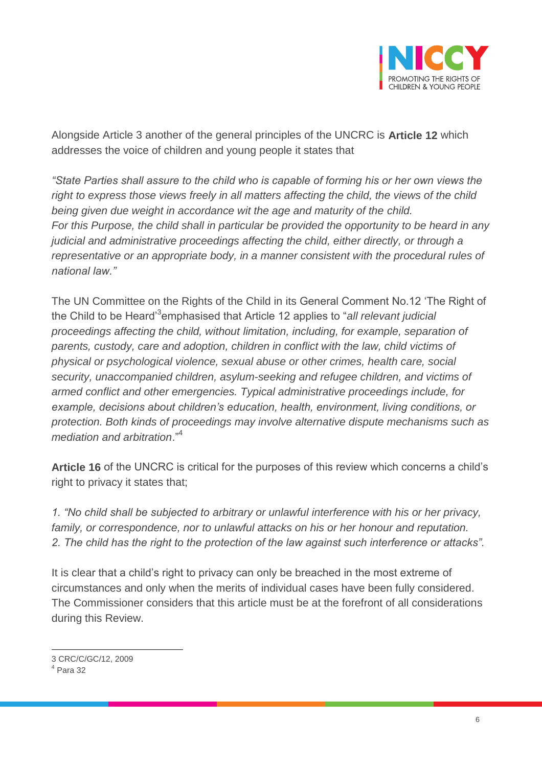Alongside Article 3 another of the general principles of the UNCRC is **Article 12** which addresses the voice of children and young people it states that

*"State Parties shall assure to the child who is capable of forming his or her own views the right to express those views freely in all matters affecting the child, the views of the child being given due weight in accordance wit the age and maturity of the child.*
*For this Purpose, the child shall in particular be provided the opportunity to be heard in any judicial and administrative proceedings affecting the child, either directly, or through a representative or an appropriate body, in a manner consistent with the procedural rules of national law."*

The UN Committee on the Rights of the Child in its General Comment No.12 'The Right of the Child to be Heard'[3]emphasised that Article 12 applies to "*all relevant judicial proceedings affecting the child, without limitation, including, for example, separation of parents, custody, care and adoption, children in conflict with the law, child victims of physical or psychological violence, sexual abuse or other crimes, health care, social security, unaccompanied children, asylum-seeking and refugee children, and victims of armed conflict and other emergencies. Typical administrative proceedings include, for example, decisions about children's education, health, environment, living conditions, or protection. Both kinds of proceedings may involve alternative dispute mechanisms such as mediation and arbitration*."[4]

**Article 16** of the UNCRC is critical for the purposes of this review which concerns a child's right to privacy it states that;

*1. "No child shall be subjected to arbitrary or unlawful interference with his or her privacy, family, or correspondence, nor to unlawful attacks on his or her honour and reputation.*
*2. The child has the right to the protection of the law against such interference or attacks".*

It is clear that a child's right to privacy can only be breached in the most extreme of circumstances and only when the merits of individual cases have been fully considered. The Commissioner considers that this article must be at the forefront of all considerations during this Review.

---

3 CRC/C/GC/12, 2009

4 Para 32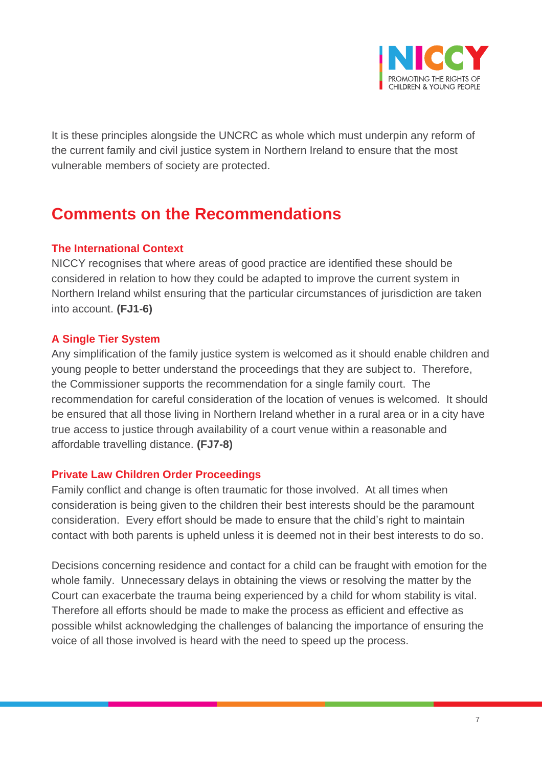It is these principles alongside the UNCRC as whole which must underpin any reform of the current family and civil justice system in Northern Ireland to ensure that the most vulnerable members of society are protected.

## Comments on the Recommendations

### The International Context

NICCY recognises that where areas of good practice are identified these should be considered in relation to how they could be adapted to improve the current system in Northern Ireland whilst ensuring that the particular circumstances of jurisdiction are taken into account. **(FJ1-6)**

### A Single Tier System

Any simplification of the family justice system is welcomed as it should enable children and young people to better understand the proceedings that they are subject to. Therefore, the Commissioner supports the recommendation for a single family court. The recommendation for careful consideration of the location of venues is welcomed. It should be ensured that all those living in Northern Ireland whether in a rural area or in a city have true access to justice through availability of a court venue within a reasonable and affordable travelling distance. **(FJ7-8)**

### Private Law Children Order Proceedings

Family conflict and change is often traumatic for those involved. At all times when consideration is being given to the children their best interests should be the paramount consideration. Every effort should be made to ensure that the child's right to maintain contact with both parents is upheld unless it is deemed not in their best interests to do so.

Decisions concerning residence and contact for a child can be fraught with emotion for the whole family. Unnecessary delays in obtaining the views or resolving the matter by the Court can exacerbate the trauma being experienced by a child for whom stability is vital. Therefore all efforts should be made to make the process as efficient and effective as possible whilst acknowledging the challenges of balancing the importance of ensuring the voice of all those involved is heard with the need to speed up the process.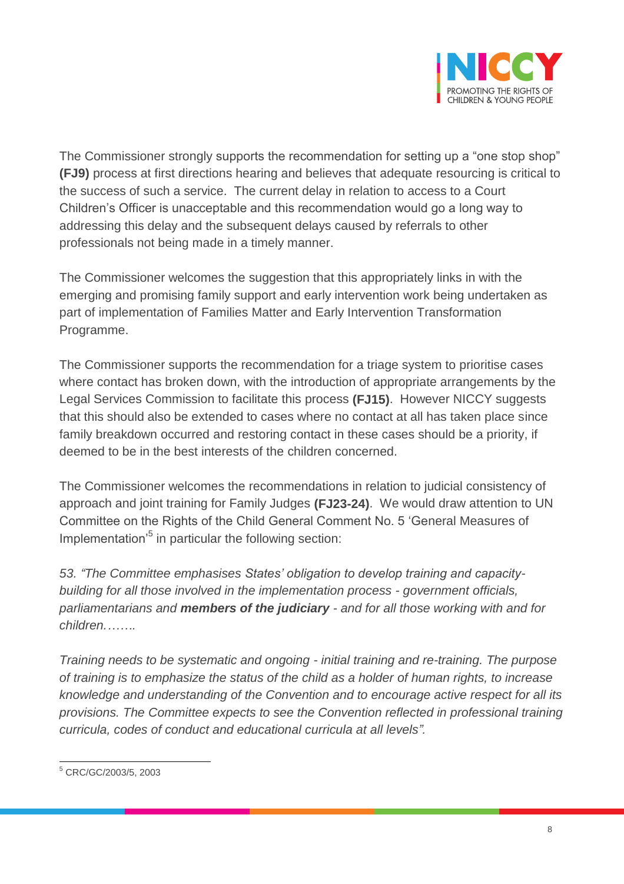The Commissioner strongly supports the recommendation for setting up a "one stop shop" **(FJ9)** process at first directions hearing and believes that adequate resourcing is critical to the success of such a service. The current delay in relation to access to a Court Children's Officer is unacceptable and this recommendation would go a long way to addressing this delay and the subsequent delays caused by referrals to other professionals not being made in a timely manner.

The Commissioner welcomes the suggestion that this appropriately links in with the emerging and promising family support and early intervention work being undertaken as part of implementation of Families Matter and Early Intervention Transformation Programme.

The Commissioner supports the recommendation for a triage system to prioritise cases where contact has broken down, with the introduction of appropriate arrangements by the Legal Services Commission to facilitate this process **(FJ15)**. However NICCY suggests that this should also be extended to cases where no contact at all has taken place since family breakdown occurred and restoring contact in these cases should be a priority, if deemed to be in the best interests of the children concerned.

The Commissioner welcomes the recommendations in relation to judicial consistency of approach and joint training for Family Judges **(FJ23-24)**. We would draw attention to UN Committee on the Rights of the Child General Comment No. 5 'General Measures of Implementation'[5] in particular the following section:

*53. "The Committee emphasises States' obligation to develop training and capacity-building for all those involved in the implementation process - government officials, parliamentarians and* ***members of the judiciary*** *- and for all those working with and for children……..*

*Training needs to be systematic and ongoing - initial training and re-training. The purpose of training is to emphasize the status of the child as a holder of human rights, to increase knowledge and understanding of the Convention and to encourage active respect for all its provisions. The Committee expects to see the Convention reflected in professional training curricula, codes of conduct and educational curricula at all levels".*

---

[5] CRC/GC/2003/5, 2003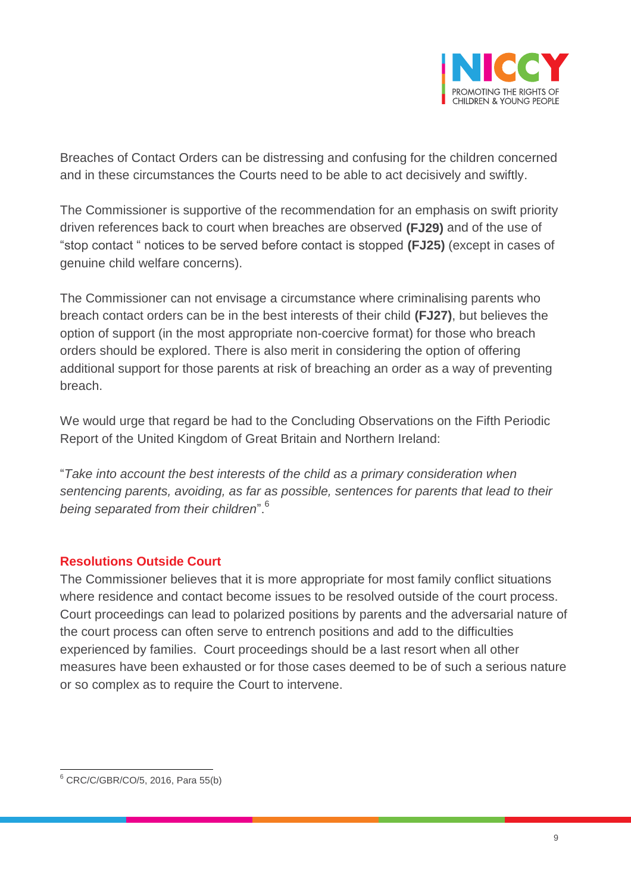Breaches of Contact Orders can be distressing and confusing for the children concerned and in these circumstances the Courts need to be able to act decisively and swiftly.

The Commissioner is supportive of the recommendation for an emphasis on swift priority driven references back to court when breaches are observed **(FJ29)** and of the use of "stop contact " notices to be served before contact is stopped **(FJ25)** (except in cases of genuine child welfare concerns).

The Commissioner can not envisage a circumstance where criminalising parents who breach contact orders can be in the best interests of their child **(FJ27)**, but believes the option of support (in the most appropriate non-coercive format) for those who breach orders should be explored. There is also merit in considering the option of offering additional support for those parents at risk of breaching an order as a way of preventing breach.

We would urge that regard be had to the Concluding Observations on the Fifth Periodic Report of the United Kingdom of Great Britain and Northern Ireland:

"*Take into account the best interests of the child as a primary consideration when sentencing parents, avoiding, as far as possible, sentences for parents that lead to their being separated from their children*".[6]

## Resolutions Outside Court

The Commissioner believes that it is more appropriate for most family conflict situations where residence and contact become issues to be resolved outside of the court process. Court proceedings can lead to polarized positions by parents and the adversarial nature of the court process can often serve to entrench positions and add to the difficulties experienced by families. Court proceedings should be a last resort when all other measures have been exhausted or for those cases deemed to be of such a serious nature or so complex as to require the Court to intervene.

---

[6] CRC/C/GBR/CO/5, 2016, Para 55(b)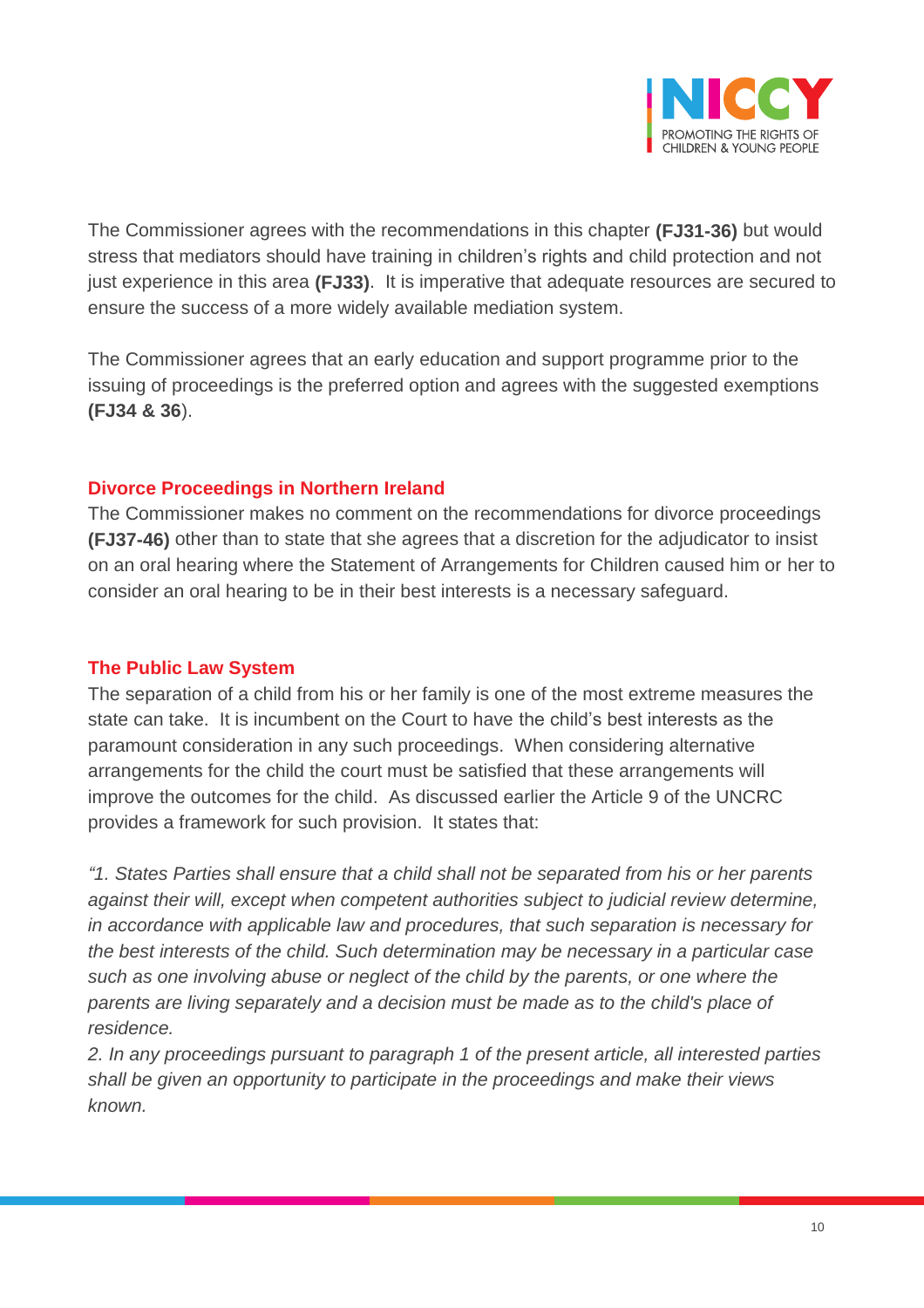The Commissioner agrees with the recommendations in this chapter **(FJ31-36)** but would stress that mediators should have training in children's rights and child protection and not just experience in this area **(FJ33)**. It is imperative that adequate resources are secured to ensure the success of a more widely available mediation system.

The Commissioner agrees that an early education and support programme prior to the issuing of proceedings is the preferred option and agrees with the suggested exemptions **(FJ34 & 36)**.

## Divorce Proceedings in Northern Ireland

The Commissioner makes no comment on the recommendations for divorce proceedings **(FJ37-46)** other than to state that she agrees that a discretion for the adjudicator to insist on an oral hearing where the Statement of Arrangements for Children caused him or her to consider an oral hearing to be in their best interests is a necessary safeguard.

## The Public Law System

The separation of a child from his or her family is one of the most extreme measures the state can take. It is incumbent on the Court to have the child's best interests as the paramount consideration in any such proceedings. When considering alternative arrangements for the child the court must be satisfied that these arrangements will improve the outcomes for the child. As discussed earlier the Article 9 of the UNCRC provides a framework for such provision. It states that:

*"1. States Parties shall ensure that a child shall not be separated from his or her parents against their will, except when competent authorities subject to judicial review determine, in accordance with applicable law and procedures, that such separation is necessary for the best interests of the child. Such determination may be necessary in a particular case such as one involving abuse or neglect of the child by the parents, or one where the parents are living separately and a decision must be made as to the child's place of residence.*

*2. In any proceedings pursuant to paragraph 1 of the present article, all interested parties shall be given an opportunity to participate in the proceedings and make their views known.*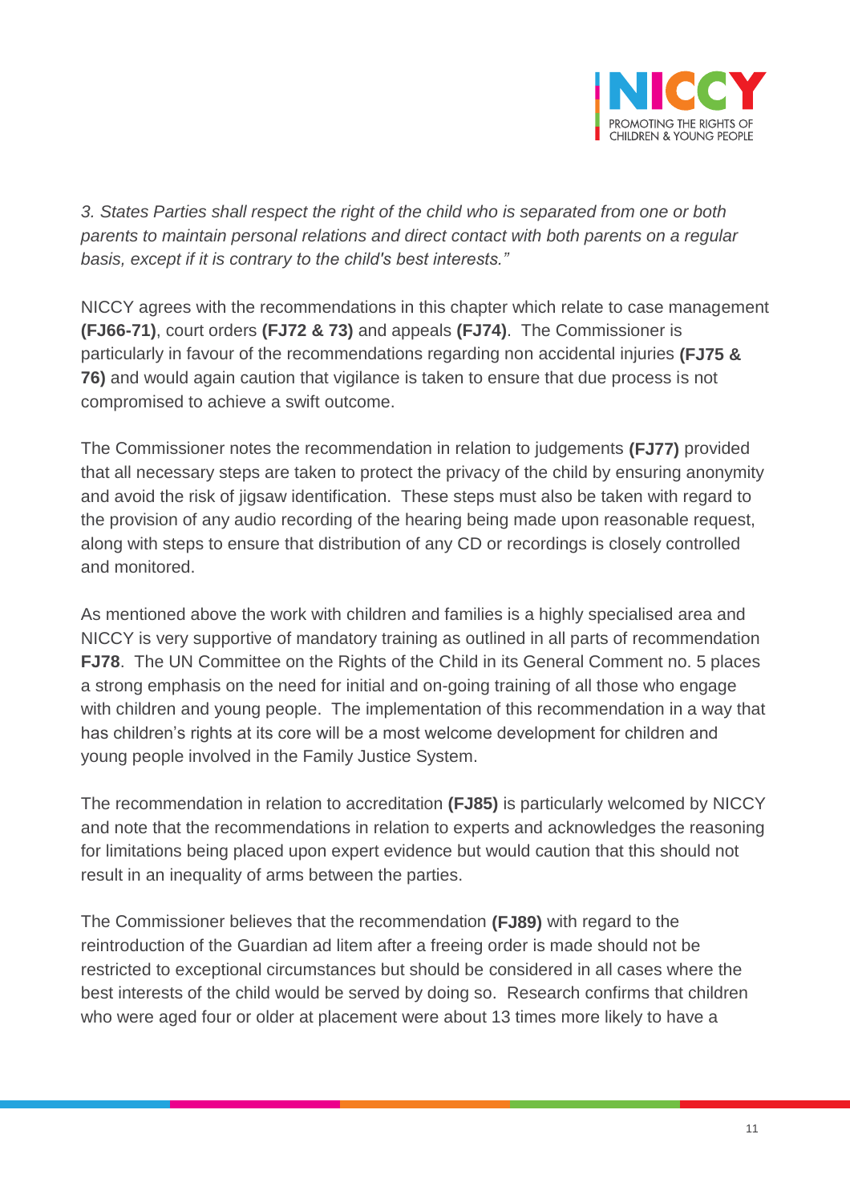*3. States Parties shall respect the right of the child who is separated from one or both parents to maintain personal relations and direct contact with both parents on a regular basis, except if it is contrary to the child's best interests."*

NICCY agrees with the recommendations in this chapter which relate to case management **(FJ66-71)**, court orders **(FJ72 & 73)** and appeals **(FJ74)**. The Commissioner is particularly in favour of the recommendations regarding non accidental injuries **(FJ75 & 76)** and would again caution that vigilance is taken to ensure that due process is not compromised to achieve a swift outcome.

The Commissioner notes the recommendation in relation to judgements **(FJ77)** provided that all necessary steps are taken to protect the privacy of the child by ensuring anonymity and avoid the risk of jigsaw identification. These steps must also be taken with regard to the provision of any audio recording of the hearing being made upon reasonable request, along with steps to ensure that distribution of any CD or recordings is closely controlled and monitored.

As mentioned above the work with children and families is a highly specialised area and NICCY is very supportive of mandatory training as outlined in all parts of recommendation **FJ78**. The UN Committee on the Rights of the Child in its General Comment no. 5 places a strong emphasis on the need for initial and on-going training of all those who engage with children and young people. The implementation of this recommendation in a way that has children's rights at its core will be a most welcome development for children and young people involved in the Family Justice System.

The recommendation in relation to accreditation **(FJ85)** is particularly welcomed by NICCY and note that the recommendations in relation to experts and acknowledges the reasoning for limitations being placed upon expert evidence but would caution that this should not result in an inequality of arms between the parties.

The Commissioner believes that the recommendation **(FJ89)** with regard to the reintroduction of the Guardian ad litem after a freeing order is made should not be restricted to exceptional circumstances but should be considered in all cases where the best interests of the child would be served by doing so. Research confirms that children who were aged four or older at placement were about 13 times more likely to have a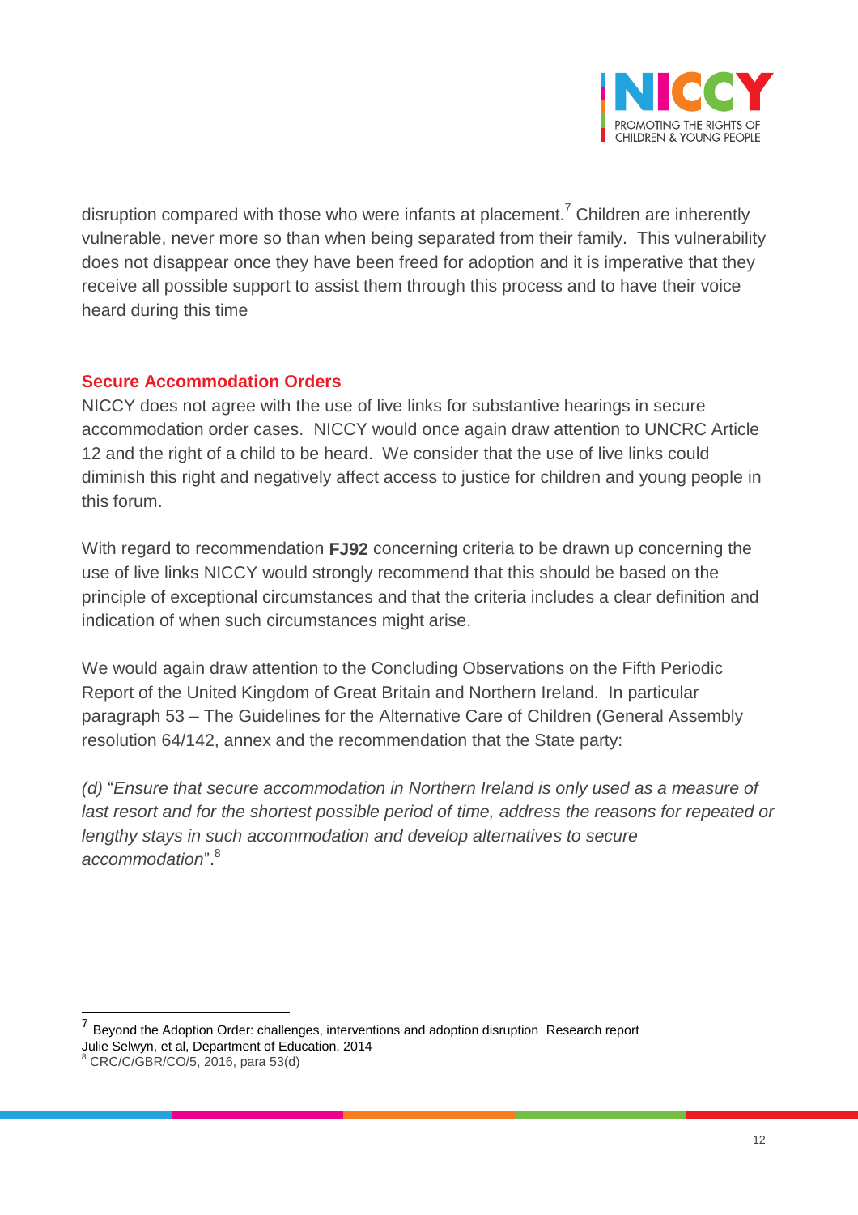disruption compared with those who were infants at placement.[7] Children are inherently vulnerable, never more so than when being separated from their family. This vulnerability does not disappear once they have been freed for adoption and it is imperative that they receive all possible support to assist them through this process and to have their voice heard during this time

## Secure Accommodation Orders

NICCY does not agree with the use of live links for substantive hearings in secure accommodation order cases. NICCY would once again draw attention to UNCRC Article 12 and the right of a child to be heard. We consider that the use of live links could diminish this right and negatively affect access to justice for children and young people in this forum.

With regard to recommendation **FJ92** concerning criteria to be drawn up concerning the use of live links NICCY would strongly recommend that this should be based on the principle of exceptional circumstances and that the criteria includes a clear definition and indication of when such circumstances might arise.

We would again draw attention to the Concluding Observations on the Fifth Periodic Report of the United Kingdom of Great Britain and Northern Ireland. In particular paragraph 53 – The Guidelines for the Alternative Care of Children (General Assembly resolution 64/142, annex and the recommendation that the State party:

*(d)* "*Ensure that secure accommodation in Northern Ireland is only used as a measure of last resort and for the shortest possible period of time, address the reasons for repeated or lengthy stays in such accommodation and develop alternatives to secure accommodation*".[8]

---

[7] Beyond the Adoption Order: challenges, interventions and adoption disruption Research report Julie Selwyn, et al, Department of Education, 2014

[8] CRC/C/GBR/CO/5, 2016, para 53(d)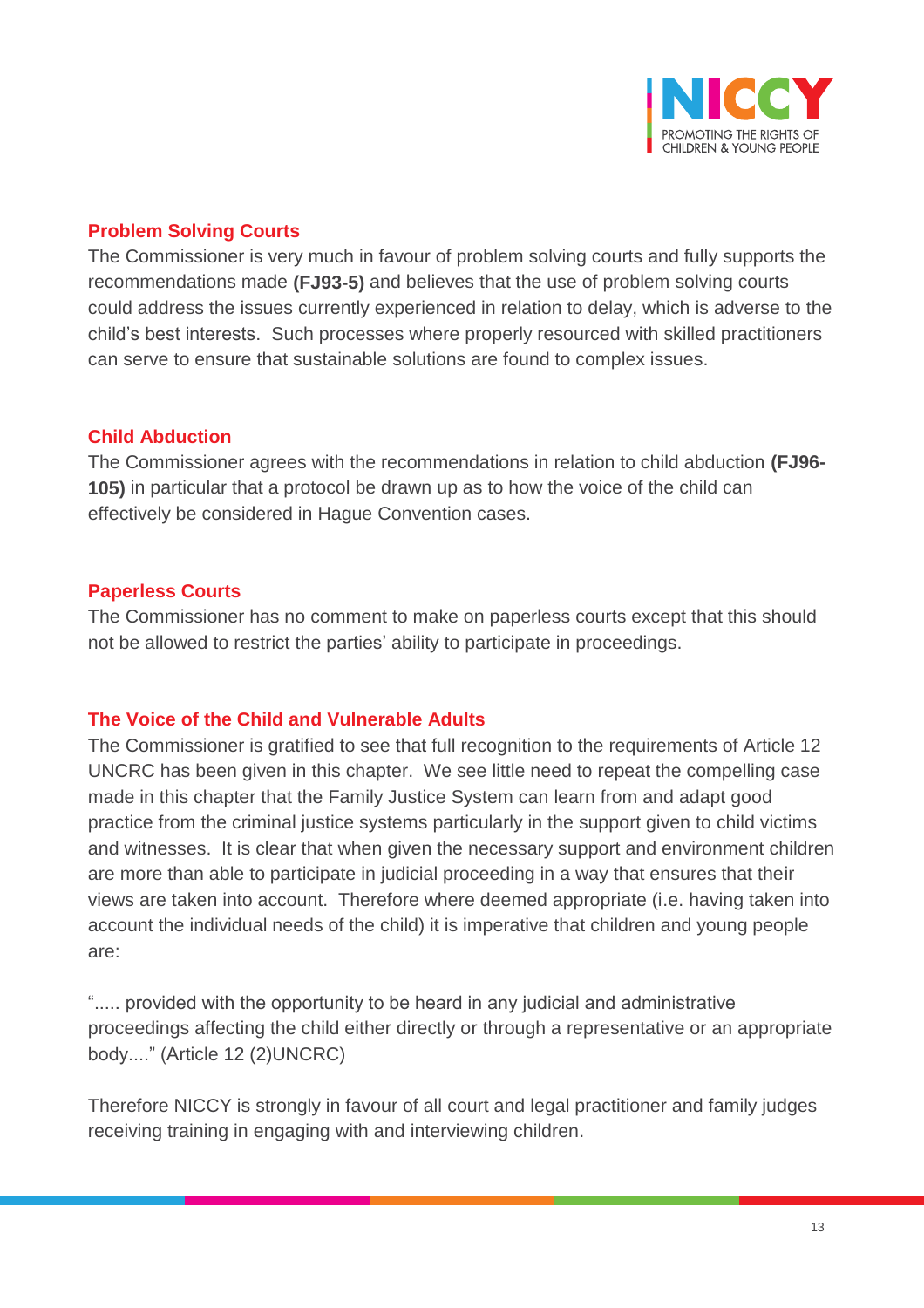### Problem Solving Courts

The Commissioner is very much in favour of problem solving courts and fully supports the recommendations made **(FJ93-5)** and believes that the use of problem solving courts could address the issues currently experienced in relation to delay, which is adverse to the child's best interests. Such processes where properly resourced with skilled practitioners can serve to ensure that sustainable solutions are found to complex issues.

### Child Abduction

The Commissioner agrees with the recommendations in relation to child abduction **(FJ96-105)** in particular that a protocol be drawn up as to how the voice of the child can effectively be considered in Hague Convention cases.

### Paperless Courts

The Commissioner has no comment to make on paperless courts except that this should not be allowed to restrict the parties' ability to participate in proceedings.

### The Voice of the Child and Vulnerable Adults

The Commissioner is gratified to see that full recognition to the requirements of Article 12 UNCRC has been given in this chapter. We see little need to repeat the compelling case made in this chapter that the Family Justice System can learn from and adapt good practice from the criminal justice systems particularly in the support given to child victims and witnesses. It is clear that when given the necessary support and environment children are more than able to participate in judicial proceeding in a way that ensures that their views are taken into account. Therefore where deemed appropriate (i.e. having taken into account the individual needs of the child) it is imperative that children and young people are:

"..... provided with the opportunity to be heard in any judicial and administrative proceedings affecting the child either directly or through a representative or an appropriate body...." (Article 12 (2)UNCRC)

Therefore NICCY is strongly in favour of all court and legal practitioner and family judges receiving training in engaging with and interviewing children.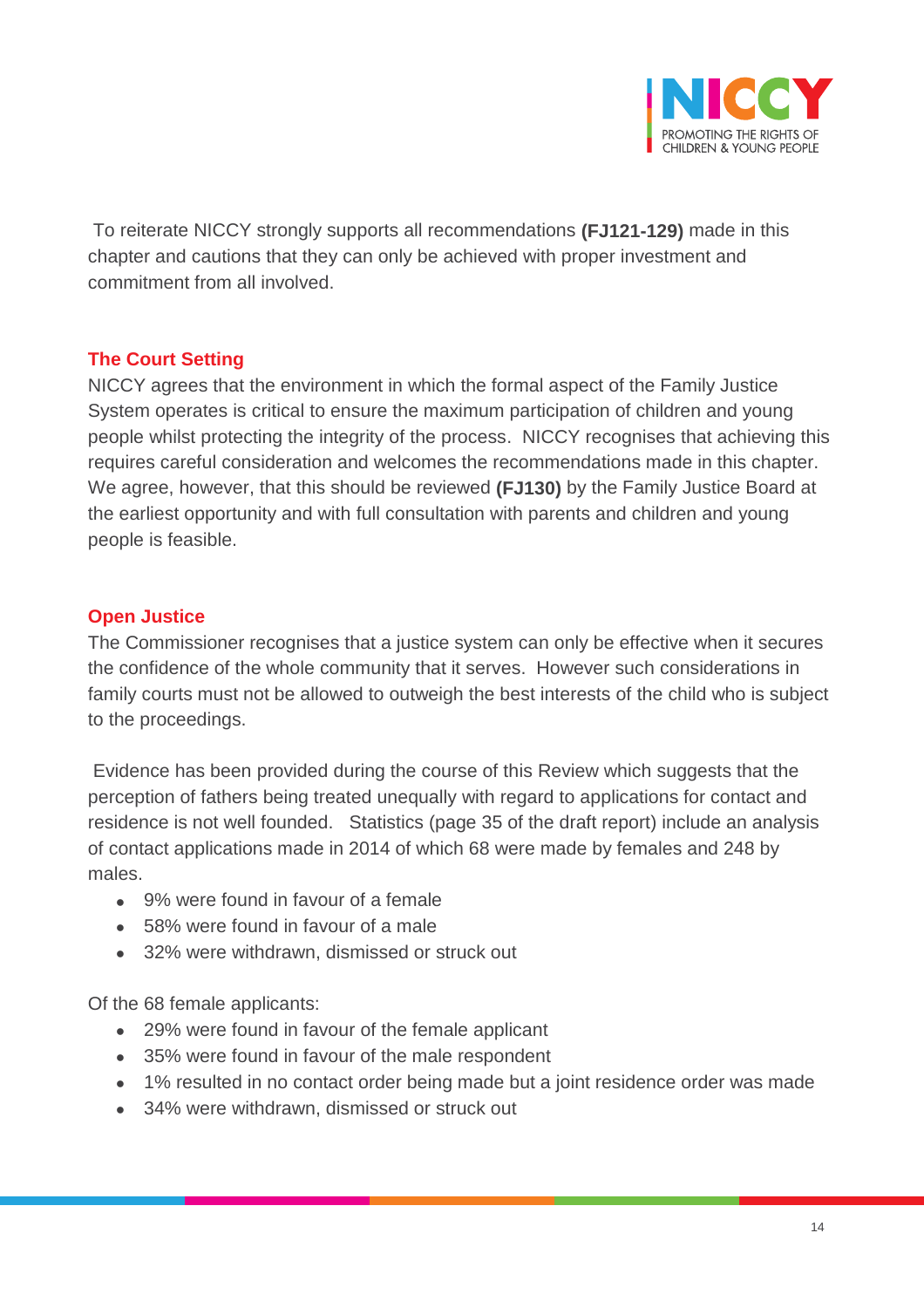To reiterate NICCY strongly supports all recommendations **(FJ121-129)** made in this chapter and cautions that they can only be achieved with proper investment and commitment from all involved.

## The Court Setting

NICCY agrees that the environment in which the formal aspect of the Family Justice System operates is critical to ensure the maximum participation of children and young people whilst protecting the integrity of the process. NICCY recognises that achieving this requires careful consideration and welcomes the recommendations made in this chapter. We agree, however, that this should be reviewed **(FJ130)** by the Family Justice Board at the earliest opportunity and with full consultation with parents and children and young people is feasible.

## Open Justice

The Commissioner recognises that a justice system can only be effective when it secures the confidence of the whole community that it serves. However such considerations in family courts must not be allowed to outweigh the best interests of the child who is subject to the proceedings.

Evidence has been provided during the course of this Review which suggests that the perception of fathers being treated unequally with regard to applications for contact and residence is not well founded. Statistics (page 35 of the draft report) include an analysis of contact applications made in 2014 of which 68 were made by females and 248 by males.

- 9% were found in favour of a female
- 58% were found in favour of a male
- 32% were withdrawn, dismissed or struck out

Of the 68 female applicants:

- 29% were found in favour of the female applicant
- 35% were found in favour of the male respondent
- 1% resulted in no contact order being made but a joint residence order was made
- 34% were withdrawn, dismissed or struck out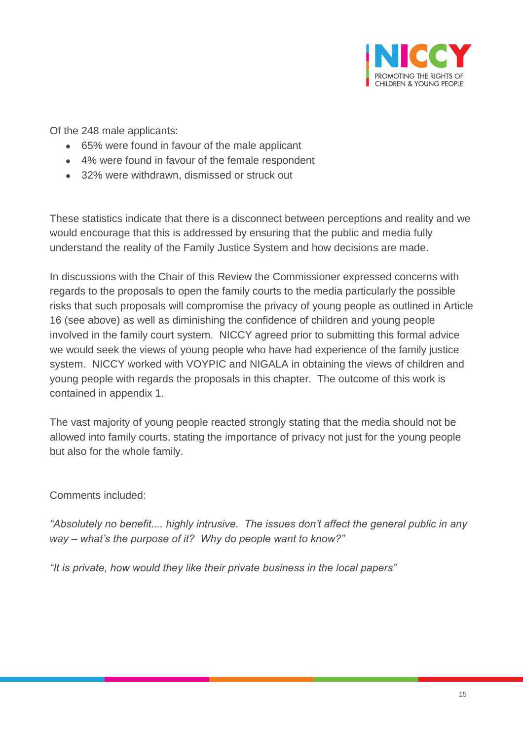Of the 248 male applicants:

- 65% were found in favour of the male applicant
- 4% were found in favour of the female respondent
- 32% were withdrawn, dismissed or struck out

These statistics indicate that there is a disconnect between perceptions and reality and we would encourage that this is addressed by ensuring that the public and media fully understand the reality of the Family Justice System and how decisions are made.

In discussions with the Chair of this Review the Commissioner expressed concerns with regards to the proposals to open the family courts to the media particularly the possible risks that such proposals will compromise the privacy of young people as outlined in Article 16 (see above) as well as diminishing the confidence of children and young people involved in the family court system. NICCY agreed prior to submitting this formal advice we would seek the views of young people who have had experience of the family justice system. NICCY worked with VOYPIC and NIGALA in obtaining the views of children and young people with regards the proposals in this chapter. The outcome of this work is contained in appendix 1.

The vast majority of young people reacted strongly stating that the media should not be allowed into family courts, stating the importance of privacy not just for the young people but also for the whole family.

Comments included:

*"Absolutely no benefit.... highly intrusive. The issues don't affect the general public in any way – what's the purpose of it? Why do people want to know?"*

*"It is private, how would they like their private business in the local papers"*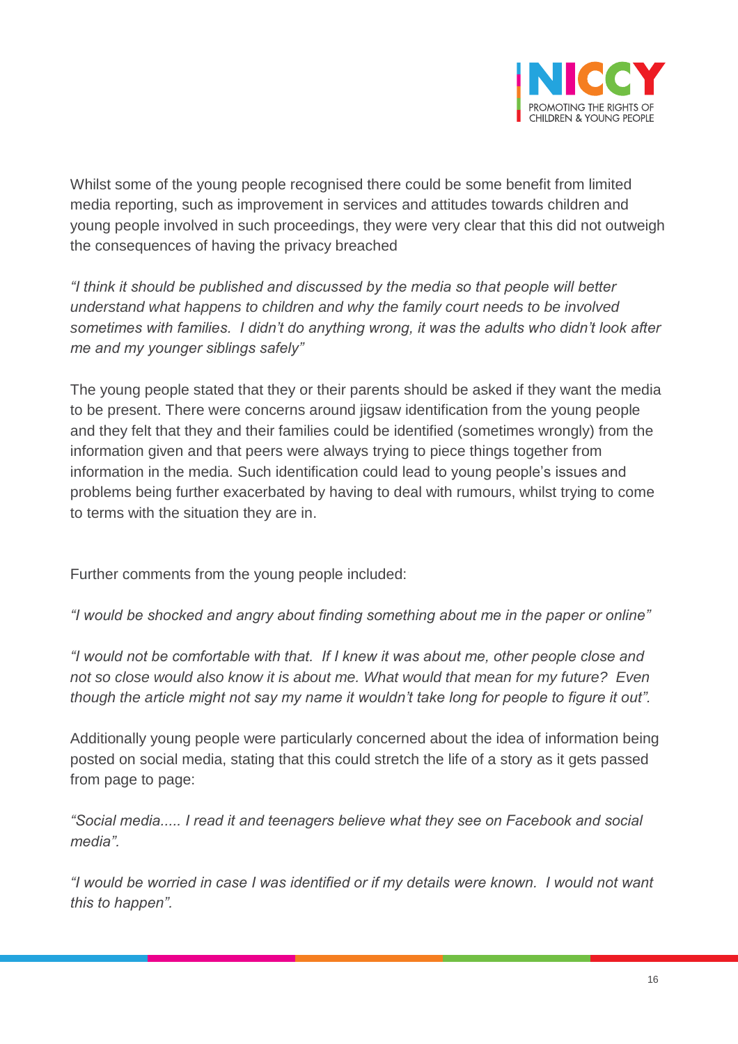Whilst some of the young people recognised there could be some benefit from limited media reporting, such as improvement in services and attitudes towards children and young people involved in such proceedings, they were very clear that this did not outweigh the consequences of having the privacy breached

*"I think it should be published and discussed by the media so that people will better understand what happens to children and why the family court needs to be involved sometimes with families. I didn't do anything wrong, it was the adults who didn't look after me and my younger siblings safely"*

The young people stated that they or their parents should be asked if they want the media to be present. There were concerns around jigsaw identification from the young people and they felt that they and their families could be identified (sometimes wrongly) from the information given and that peers were always trying to piece things together from information in the media. Such identification could lead to young people's issues and problems being further exacerbated by having to deal with rumours, whilst trying to come to terms with the situation they are in.

Further comments from the young people included:

*"I would be shocked and angry about finding something about me in the paper or online"*

*"I would not be comfortable with that. If I knew it was about me, other people close and not so close would also know it is about me. What would that mean for my future? Even though the article might not say my name it wouldn't take long for people to figure it out".*

Additionally young people were particularly concerned about the idea of information being posted on social media, stating that this could stretch the life of a story as it gets passed from page to page:

*"Social media..... I read it and teenagers believe what they see on Facebook and social media".*

*"I would be worried in case I was identified or if my details were known. I would not want this to happen".*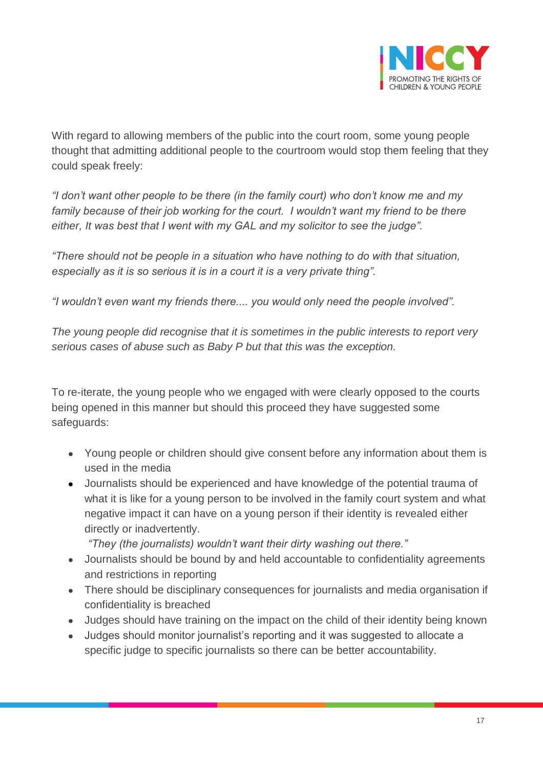With regard to allowing members of the public into the court room, some young people thought that admitting additional people to the courtroom would stop them feeling that they could speak freely:

*"I don't want other people to be there (in the family court) who don't know me and my family because of their job working for the court. I wouldn't want my friend to be there either, It was best that I went with my GAL and my solicitor to see the judge".*

*"There should not be people in a situation who have nothing to do with that situation, especially as it is so serious it is in a court it is a very private thing".*

*"I wouldn't even want my friends there.... you would only need the people involved".*

*The young people did recognise that it is sometimes in the public interests to report very serious cases of abuse such as Baby P but that this was the exception.*

To re-iterate, the young people who we engaged with were clearly opposed to the courts being opened in this manner but should this proceed they have suggested some safeguards:

- Young people or children should give consent before any information about them is used in the media
- Journalists should be experienced and have knowledge of the potential trauma of what it is like for a young person to be involved in the family court system and what negative impact it can have on a young person if their identity is revealed either directly or inadvertently.
  *"They (the journalists) wouldn't want their dirty washing out there."*
- Journalists should be bound by and held accountable to confidentiality agreements and restrictions in reporting
- There should be disciplinary consequences for journalists and media organisation if confidentiality is breached
- Judges should have training on the impact on the child of their identity being known
- Judges should monitor journalist's reporting and it was suggested to allocate a specific judge to specific journalists so there can be better accountability.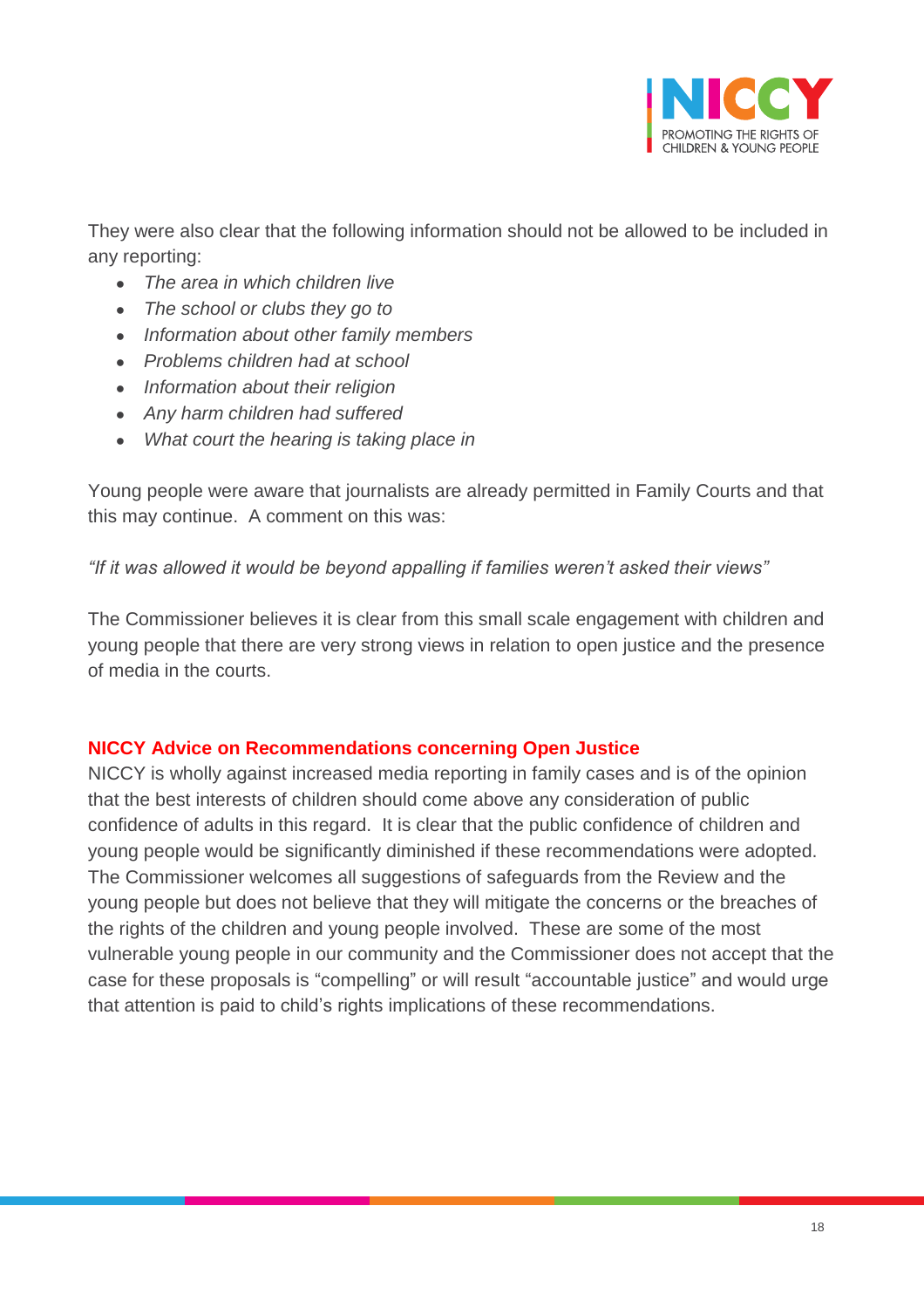They were also clear that the following information should not be allowed to be included in any reporting:

- *The area in which children live*
- *The school or clubs they go to*
- *Information about other family members*
- *Problems children had at school*
- *Information about their religion*
- *Any harm children had suffered*
- *What court the hearing is taking place in*

Young people were aware that journalists are already permitted in Family Courts and that this may continue. A comment on this was:

*"If it was allowed it would be beyond appalling if families weren't asked their views"*

The Commissioner believes it is clear from this small scale engagement with children and young people that there are very strong views in relation to open justice and the presence of media in the courts.

**NICCY Advice on Recommendations concerning Open Justice**

NICCY is wholly against increased media reporting in family cases and is of the opinion that the best interests of children should come above any consideration of public confidence of adults in this regard. It is clear that the public confidence of children and young people would be significantly diminished if these recommendations were adopted. The Commissioner welcomes all suggestions of safeguards from the Review and the young people but does not believe that they will mitigate the concerns or the breaches of the rights of the children and young people involved. These are some of the most vulnerable young people in our community and the Commissioner does not accept that the case for these proposals is "compelling" or will result "accountable justice" and would urge that attention is paid to child's rights implications of these recommendations.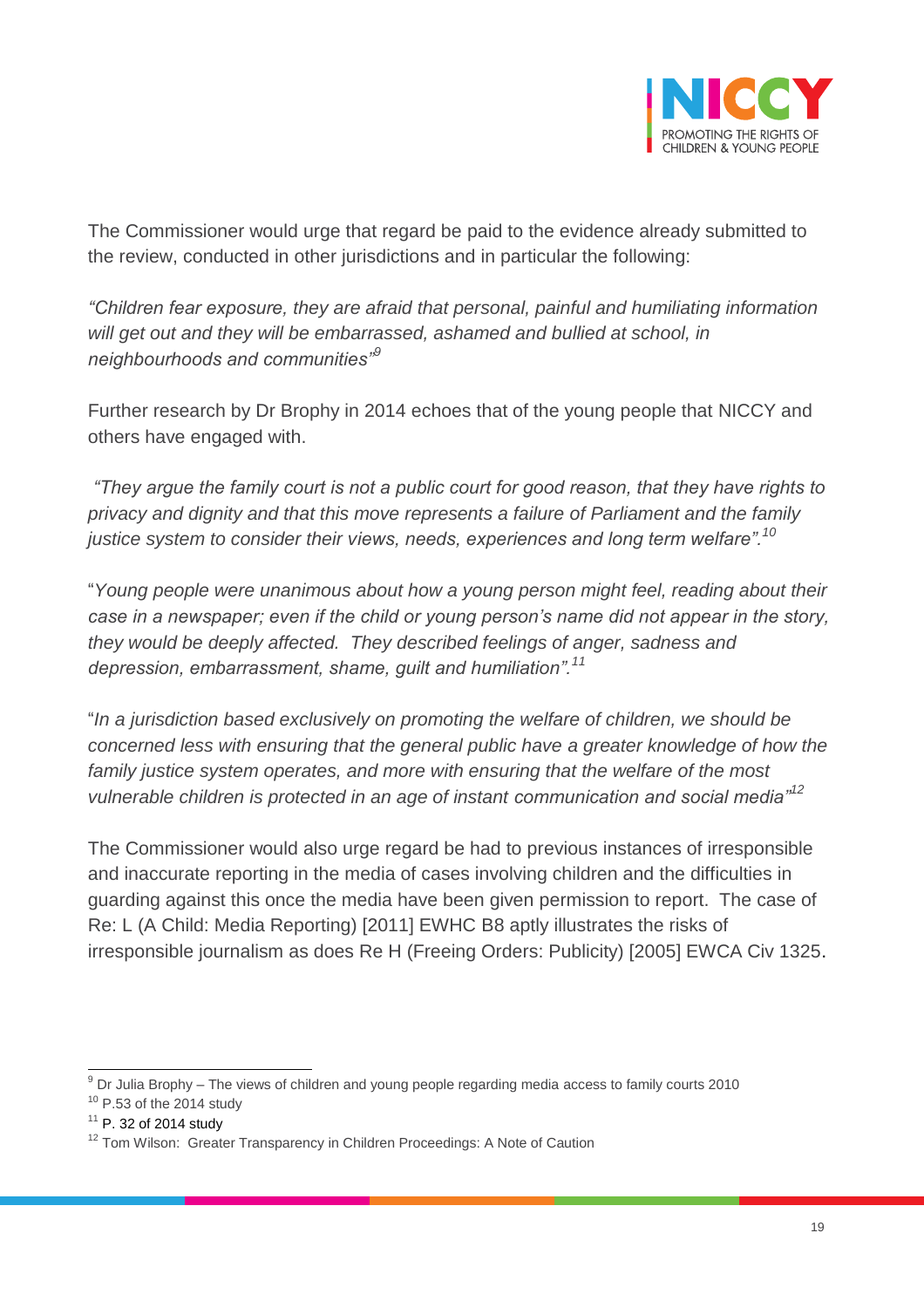The Commissioner would urge that regard be paid to the evidence already submitted to the review, conducted in other jurisdictions and in particular the following:

*"Children fear exposure, they are afraid that personal, painful and humiliating information will get out and they will be embarrassed, ashamed and bullied at school, in neighbourhoods and communities"*[9]

Further research by Dr Brophy in 2014 echoes that of the young people that NICCY and others have engaged with.

*"They argue the family court is not a public court for good reason, that they have rights to privacy and dignity and that this move represents a failure of Parliament and the family justice system to consider their views, needs, experiences and long term welfare".*[10]

"*Young people were unanimous about how a young person might feel, reading about their case in a newspaper; even if the child or young person's name did not appear in the story, they would be deeply affected. They described feelings of anger, sadness and depression, embarrassment, shame, guilt and humiliation".*[11]

"*In a jurisdiction based exclusively on promoting the welfare of children, we should be concerned less with ensuring that the general public have a greater knowledge of how the family justice system operates, and more with ensuring that the welfare of the most vulnerable children is protected in an age of instant communication and social media"*[12]

The Commissioner would also urge regard be had to previous instances of irresponsible and inaccurate reporting in the media of cases involving children and the difficulties in guarding against this once the media have been given permission to report. The case of Re: L (A Child: Media Reporting) [2011] EWHC B8 aptly illustrates the risks of irresponsible journalism as does Re H (Freeing Orders: Publicity) [2005] EWCA Civ 1325.

---

[9] Dr Julia Brophy – The views of children and young people regarding media access to family courts 2010

[10] P.53 of the 2014 study

[11] P. 32 of 2014 study

[12] Tom Wilson: Greater Transparency in Children Proceedings: A Note of Caution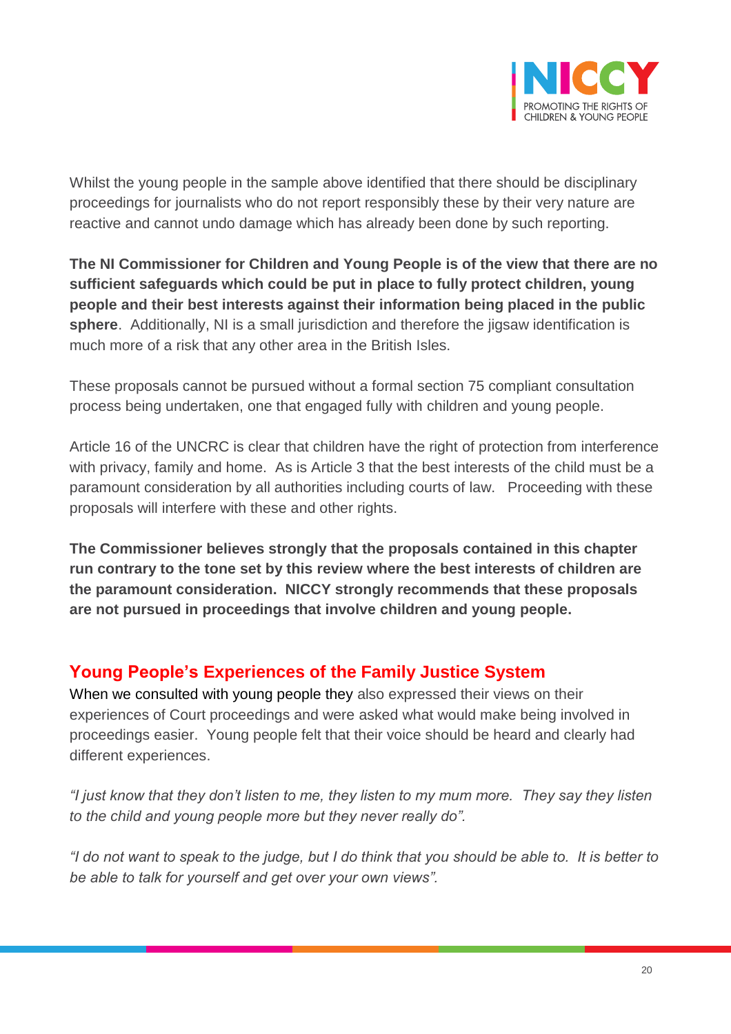Whilst the young people in the sample above identified that there should be disciplinary proceedings for journalists who do not report responsibly these by their very nature are reactive and cannot undo damage which has already been done by such reporting.

**The NI Commissioner for Children and Young People is of the view that there are no sufficient safeguards which could be put in place to fully protect children, young people and their best interests against their information being placed in the public sphere**. Additionally, NI is a small jurisdiction and therefore the jigsaw identification is much more of a risk that any other area in the British Isles.

These proposals cannot be pursued without a formal section 75 compliant consultation process being undertaken, one that engaged fully with children and young people.

Article 16 of the UNCRC is clear that children have the right of protection from interference with privacy, family and home. As is Article 3 that the best interests of the child must be a paramount consideration by all authorities including courts of law. Proceeding with these proposals will interfere with these and other rights.

**The Commissioner believes strongly that the proposals contained in this chapter run contrary to the tone set by this review where the best interests of children are the paramount consideration. NICCY strongly recommends that these proposals are not pursued in proceedings that involve children and young people.**

## Young People's Experiences of the Family Justice System

When we consulted with young people they also expressed their views on their experiences of Court proceedings and were asked what would make being involved in proceedings easier. Young people felt that their voice should be heard and clearly had different experiences.

*"I just know that they don't listen to me, they listen to my mum more. They say they listen to the child and young people more but they never really do".*

*"I do not want to speak to the judge, but I do think that you should be able to. It is better to be able to talk for yourself and get over your own views".*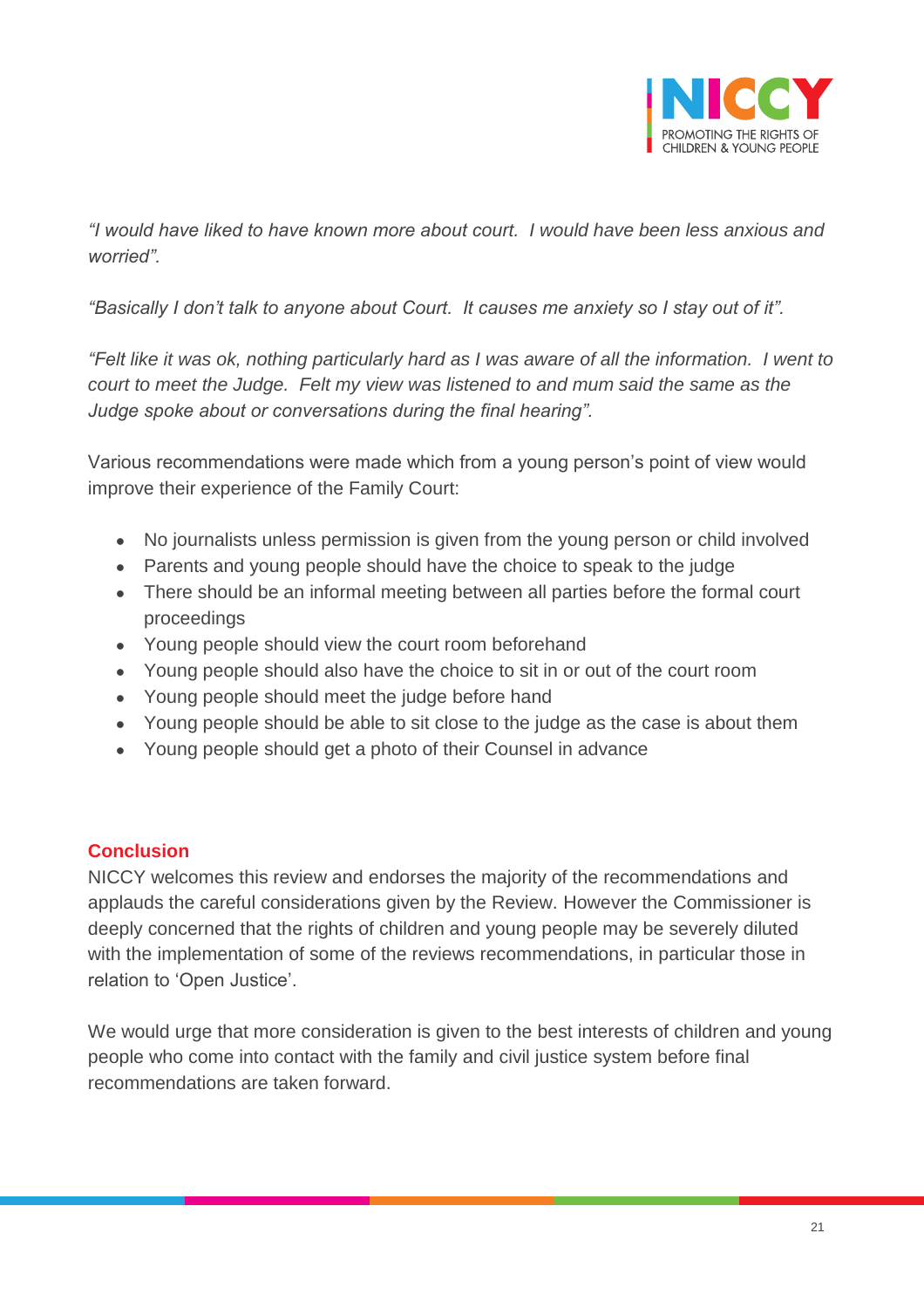*"I would have liked to have known more about court. I would have been less anxious and worried".*

*"Basically I don't talk to anyone about Court. It causes me anxiety so I stay out of it".*

*"Felt like it was ok, nothing particularly hard as I was aware of all the information. I went to court to meet the Judge. Felt my view was listened to and mum said the same as the Judge spoke about or conversations during the final hearing".*

Various recommendations were made which from a young person's point of view would improve their experience of the Family Court:

- No journalists unless permission is given from the young person or child involved
- Parents and young people should have the choice to speak to the judge
- There should be an informal meeting between all parties before the formal court proceedings
- Young people should view the court room beforehand
- Young people should also have the choice to sit in or out of the court room
- Young people should meet the judge before hand
- Young people should be able to sit close to the judge as the case is about them
- Young people should get a photo of their Counsel in advance

## Conclusion

NICCY welcomes this review and endorses the majority of the recommendations and applauds the careful considerations given by the Review. However the Commissioner is deeply concerned that the rights of children and young people may be severely diluted with the implementation of some of the reviews recommendations, in particular those in relation to 'Open Justice'.

We would urge that more consideration is given to the best interests of children and young people who come into contact with the family and civil justice system before final recommendations are taken forward.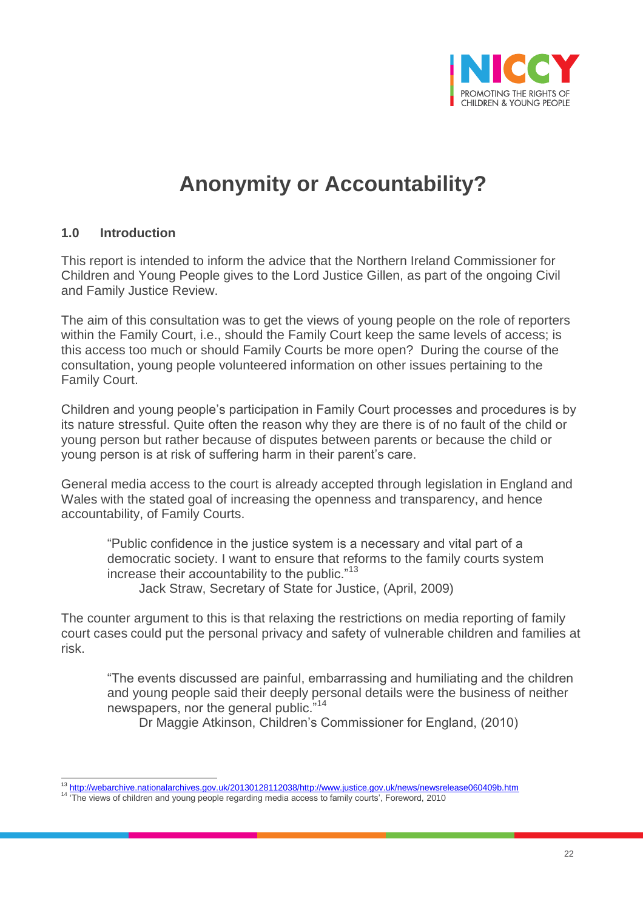# Anonymity or Accountability?

## 1.0 Introduction

This report is intended to inform the advice that the Northern Ireland Commissioner for Children and Young People gives to the Lord Justice Gillen, as part of the ongoing Civil and Family Justice Review.

The aim of this consultation was to get the views of young people on the role of reporters within the Family Court, i.e., should the Family Court keep the same levels of access; is this access too much or should Family Courts be more open? During the course of the consultation, young people volunteered information on other issues pertaining to the Family Court.

Children and young people's participation in Family Court processes and procedures is by its nature stressful. Quite often the reason why they are there is of no fault of the child or young person but rather because of disputes between parents or because the child or young person is at risk of suffering harm in their parent's care.

General media access to the court is already accepted through legislation in England and Wales with the stated goal of increasing the openness and transparency, and hence accountability, of Family Courts.

> "Public confidence in the justice system is a necessary and vital part of a democratic society. I want to ensure that reforms to the family courts system increase their accountability to the public."[13]
>
> Jack Straw, Secretary of State for Justice, (April, 2009)

The counter argument to this is that relaxing the restrictions on media reporting of family court cases could put the personal privacy and safety of vulnerable children and families at risk.

> "The events discussed are painful, embarrassing and humiliating and the children and young people said their deeply personal details were the business of neither newspapers, nor the general public."[14]
>
> Dr Maggie Atkinson, Children's Commissioner for England, (2010)

---

[13] http://webarchive.nationalarchives.gov.uk/20130128112038/http://www.justice.gov.uk/news/newsrelease060409b.htm

[14] 'The views of children and young people regarding media access to family courts', Foreword, 2010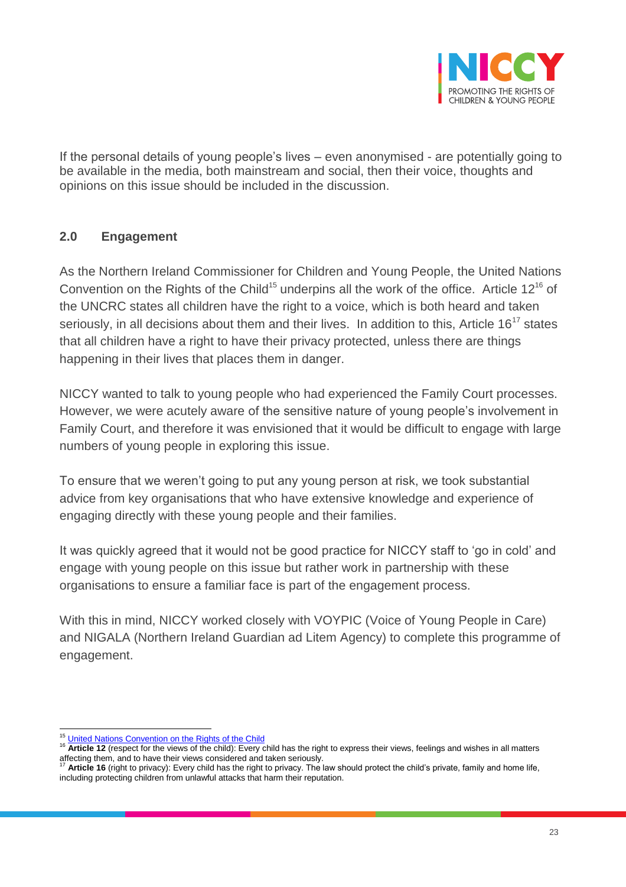If the personal details of young people's lives – even anonymised - are potentially going to be available in the media, both mainstream and social, then their voice, thoughts and opinions on this issue should be included in the discussion.

## 2.0 Engagement

As the Northern Ireland Commissioner for Children and Young People, the United Nations Convention on the Rights of the Child[15] underpins all the work of the office. Article 12[16] of the UNCRC states all children have the right to a voice, which is both heard and taken seriously, in all decisions about them and their lives. In addition to this, Article 16[17] states that all children have a right to have their privacy protected, unless there are things happening in their lives that places them in danger.

NICCY wanted to talk to young people who had experienced the Family Court processes. However, we were acutely aware of the sensitive nature of young people's involvement in Family Court, and therefore it was envisioned that it would be difficult to engage with large numbers of young people in exploring this issue.

To ensure that we weren't going to put any young person at risk, we took substantial advice from key organisations that who have extensive knowledge and experience of engaging directly with these young people and their families.

It was quickly agreed that it would not be good practice for NICCY staff to 'go in cold' and engage with young people on this issue but rather work in partnership with these organisations to ensure a familiar face is part of the engagement process.

With this in mind, NICCY worked closely with VOYPIC (Voice of Young People in Care) and NIGALA (Northern Ireland Guardian ad Litem Agency) to complete this programme of engagement.

---

[15] United Nations Convention on the Rights of the Child

[16] **Article 12** (respect for the views of the child): Every child has the right to express their views, feelings and wishes in all matters affecting them, and to have their views considered and taken seriously.

[17] **Article 16** (right to privacy): Every child has the right to privacy. The law should protect the child's private, family and home life, including protecting children from unlawful attacks that harm their reputation.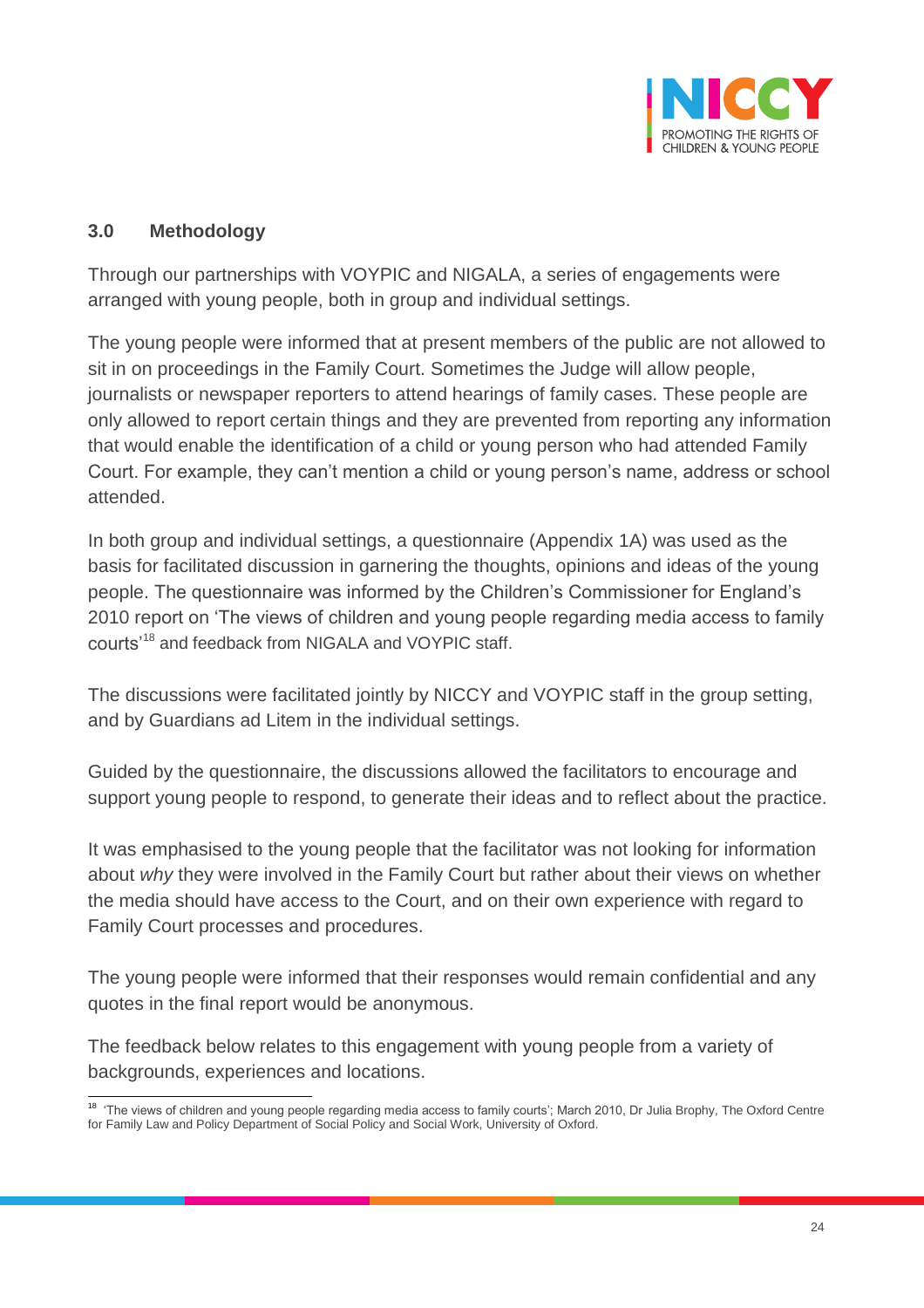## 3.0 Methodology

Through our partnerships with VOYPIC and NIGALA, a series of engagements were arranged with young people, both in group and individual settings.

The young people were informed that at present members of the public are not allowed to sit in on proceedings in the Family Court. Sometimes the Judge will allow people, journalists or newspaper reporters to attend hearings of family cases. These people are only allowed to report certain things and they are prevented from reporting any information that would enable the identification of a child or young person who had attended Family Court. For example, they can't mention a child or young person's name, address or school attended.

In both group and individual settings, a questionnaire (Appendix 1A) was used as the basis for facilitated discussion in garnering the thoughts, opinions and ideas of the young people. The questionnaire was informed by the Children's Commissioner for England's 2010 report on 'The views of children and young people regarding media access to family courts'[18] and feedback from NIGALA and VOYPIC staff.

The discussions were facilitated jointly by NICCY and VOYPIC staff in the group setting, and by Guardians ad Litem in the individual settings.

Guided by the questionnaire, the discussions allowed the facilitators to encourage and support young people to respond, to generate their ideas and to reflect about the practice.

It was emphasised to the young people that the facilitator was not looking for information about *why* they were involved in the Family Court but rather about their views on whether the media should have access to the Court, and on their own experience with regard to Family Court processes and procedures.

The young people were informed that their responses would remain confidential and any quotes in the final report would be anonymous.

The feedback below relates to this engagement with young people from a variety of backgrounds, experiences and locations.

---

[18] 'The views of children and young people regarding media access to family courts'; March 2010, Dr Julia Brophy, The Oxford Centre for Family Law and Policy Department of Social Policy and Social Work, University of Oxford.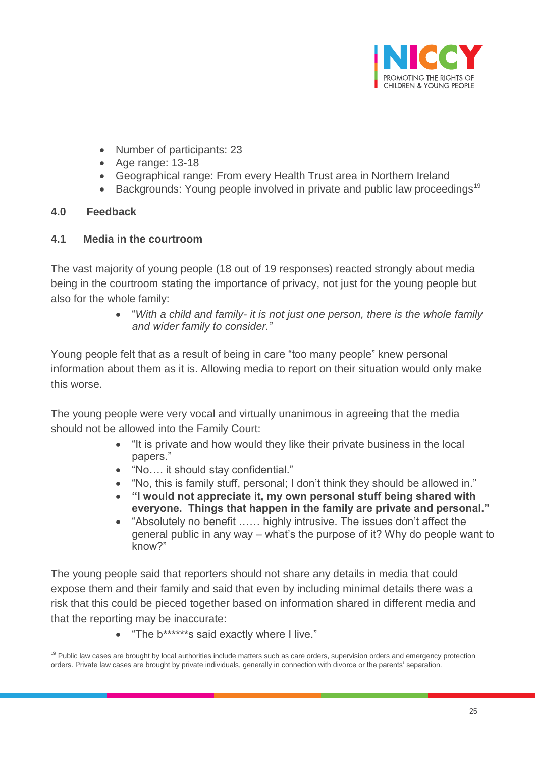- Number of participants: 23
- Age range: 13-18
- Geographical range: From every Health Trust area in Northern Ireland
- Backgrounds: Young people involved in private and public law proceedings[19]

## 4.0 Feedback

### 4.1 Media in the courtroom

The vast majority of young people (18 out of 19 responses) reacted strongly about media being in the courtroom stating the importance of privacy, not just for the young people but also for the whole family:

- *"With a child and family- it is not just one person, there is the whole family and wider family to consider."*

Young people felt that as a result of being in care "too many people" knew personal information about them as it is. Allowing media to report on their situation would only make this worse.

The young people were very vocal and virtually unanimous in agreeing that the media should not be allowed into the Family Court:

- "It is private and how would they like their private business in the local papers."
- "No…. it should stay confidential."
- "No, this is family stuff, personal; I don't think they should be allowed in."
- **"I would not appreciate it, my own personal stuff being shared with everyone. Things that happen in the family are private and personal."**
- "Absolutely no benefit …… highly intrusive. The issues don't affect the general public in any way – what's the purpose of it? Why do people want to know?"

The young people said that reporters should not share any details in media that could expose them and their family and said that even by including minimal details there was a risk that this could be pieced together based on information shared in different media and that the reporting may be inaccurate:

- "The b******s said exactly where I live."

---

[19] Public law cases are brought by local authorities include matters such as care orders, supervision orders and emergency protection orders. Private law cases are brought by private individuals, generally in connection with divorce or the parents' separation.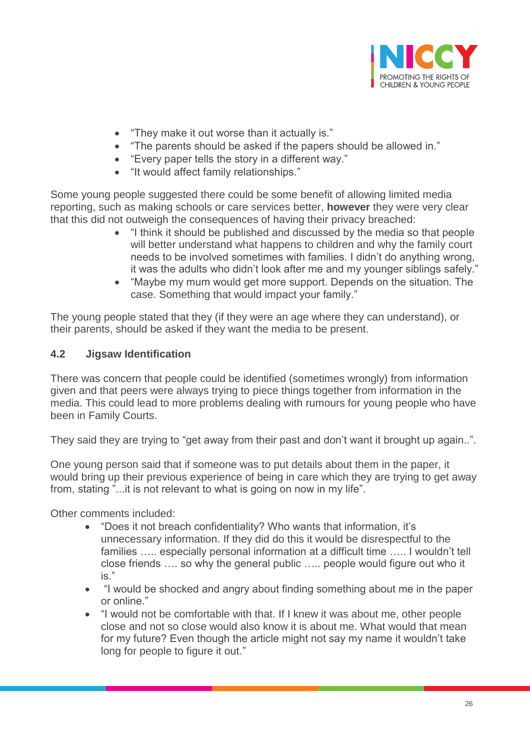- "They make it out worse than it actually is."
- "The parents should be asked if the papers should be allowed in."
- "Every paper tells the story in a different way."
- "It would affect family relationships."

Some young people suggested there could be some benefit of allowing limited media reporting, such as making schools or care services better, **however** they were very clear that this did not outweigh the consequences of having their privacy breached:

- "I think it should be published and discussed by the media so that people will better understand what happens to children and why the family court needs to be involved sometimes with families. I didn't do anything wrong, it was the adults who didn't look after me and my younger siblings safely."
- "Maybe my mum would get more support. Depends on the situation. The case. Something that would impact your family."

The young people stated that they (if they were an age where they can understand), or their parents, should be asked if they want the media to be present.

### 4.2 Jigsaw Identification

There was concern that people could be identified (sometimes wrongly) from information given and that peers were always trying to piece things together from information in the media. This could lead to more problems dealing with rumours for young people who have been in Family Courts.

They said they are trying to "get away from their past and don't want it brought up again..".

One young person said that if someone was to put details about them in the paper, it would bring up their previous experience of being in care which they are trying to get away from, stating "...it is not relevant to what is going on now in my life".

Other comments included:

- "Does it not breach confidentiality? Who wants that information, it's unnecessary information. If they did do this it would be disrespectful to the families ….. especially personal information at a difficult time ….. I wouldn't tell close friends …. so why the general public ….. people would figure out who it is."
- "I would be shocked and angry about finding something about me in the paper or online."
- "I would not be comfortable with that. If I knew it was about me, other people close and not so close would also know it is about me. What would that mean for my future? Even though the article might not say my name it wouldn't take long for people to figure it out."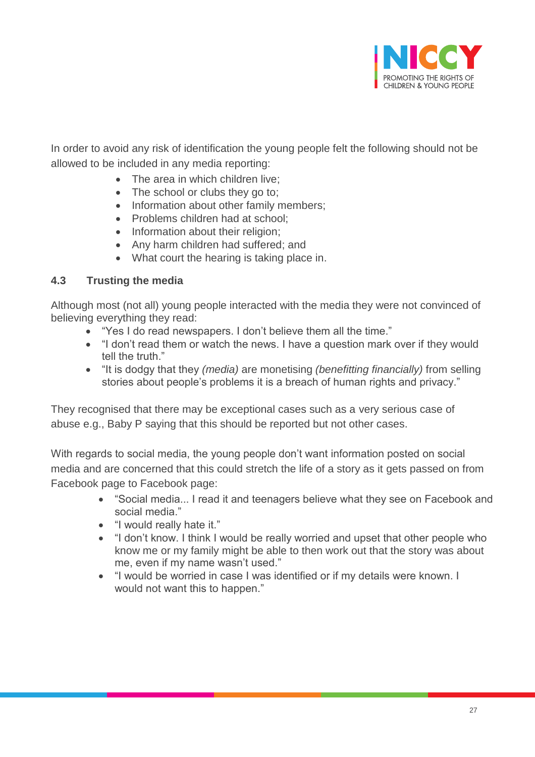In order to avoid any risk of identification the young people felt the following should not be allowed to be included in any media reporting:

- The area in which children live;
- The school or clubs they go to;
- Information about other family members;
- Problems children had at school;
- Information about their religion;
- Any harm children had suffered; and
- What court the hearing is taking place in.

### 4.3 Trusting the media

Although most (not all) young people interacted with the media they were not convinced of believing everything they read:

- "Yes I do read newspapers. I don't believe them all the time."
- "I don't read them or watch the news. I have a question mark over if they would tell the truth."
- "It is dodgy that they *(media)* are monetising *(benefitting financially)* from selling stories about people's problems it is a breach of human rights and privacy."

They recognised that there may be exceptional cases such as a very serious case of abuse e.g., Baby P saying that this should be reported but not other cases.

With regards to social media, the young people don't want information posted on social media and are concerned that this could stretch the life of a story as it gets passed on from Facebook page to Facebook page:

- "Social media... I read it and teenagers believe what they see on Facebook and social media."
- "I would really hate it."
- "I don't know. I think I would be really worried and upset that other people who know me or my family might be able to then work out that the story was about me, even if my name wasn't used."
- "I would be worried in case I was identified or if my details were known. I would not want this to happen."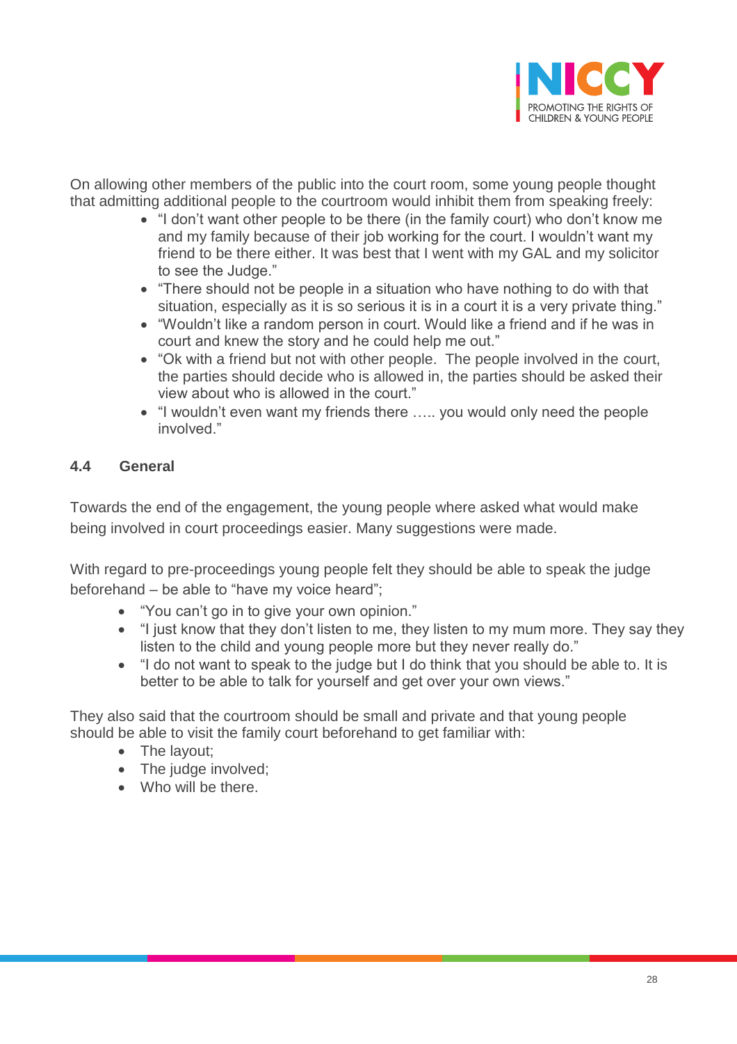On allowing other members of the public into the court room, some young people thought that admitting additional people to the courtroom would inhibit them from speaking freely:

- "I don't want other people to be there (in the family court) who don't know me and my family because of their job working for the court. I wouldn't want my friend to be there either. It was best that I went with my GAL and my solicitor to see the Judge."
- "There should not be people in a situation who have nothing to do with that situation, especially as it is so serious it is in a court it is a very private thing."
- "Wouldn't like a random person in court. Would like a friend and if he was in court and knew the story and he could help me out."
- "Ok with a friend but not with other people. The people involved in the court, the parties should decide who is allowed in, the parties should be asked their view about who is allowed in the court."
- "I wouldn't even want my friends there ….. you would only need the people involved."

### 4.4 General

Towards the end of the engagement, the young people where asked what would make being involved in court proceedings easier. Many suggestions were made.

With regard to pre-proceedings young people felt they should be able to speak the judge beforehand – be able to "have my voice heard";

- "You can't go in to give your own opinion."
- "I just know that they don't listen to me, they listen to my mum more. They say they listen to the child and young people more but they never really do."
- "I do not want to speak to the judge but I do think that you should be able to. It is better to be able to talk for yourself and get over your own views."

They also said that the courtroom should be small and private and that young people should be able to visit the family court beforehand to get familiar with:

- The layout;
- The judge involved;
- Who will be there.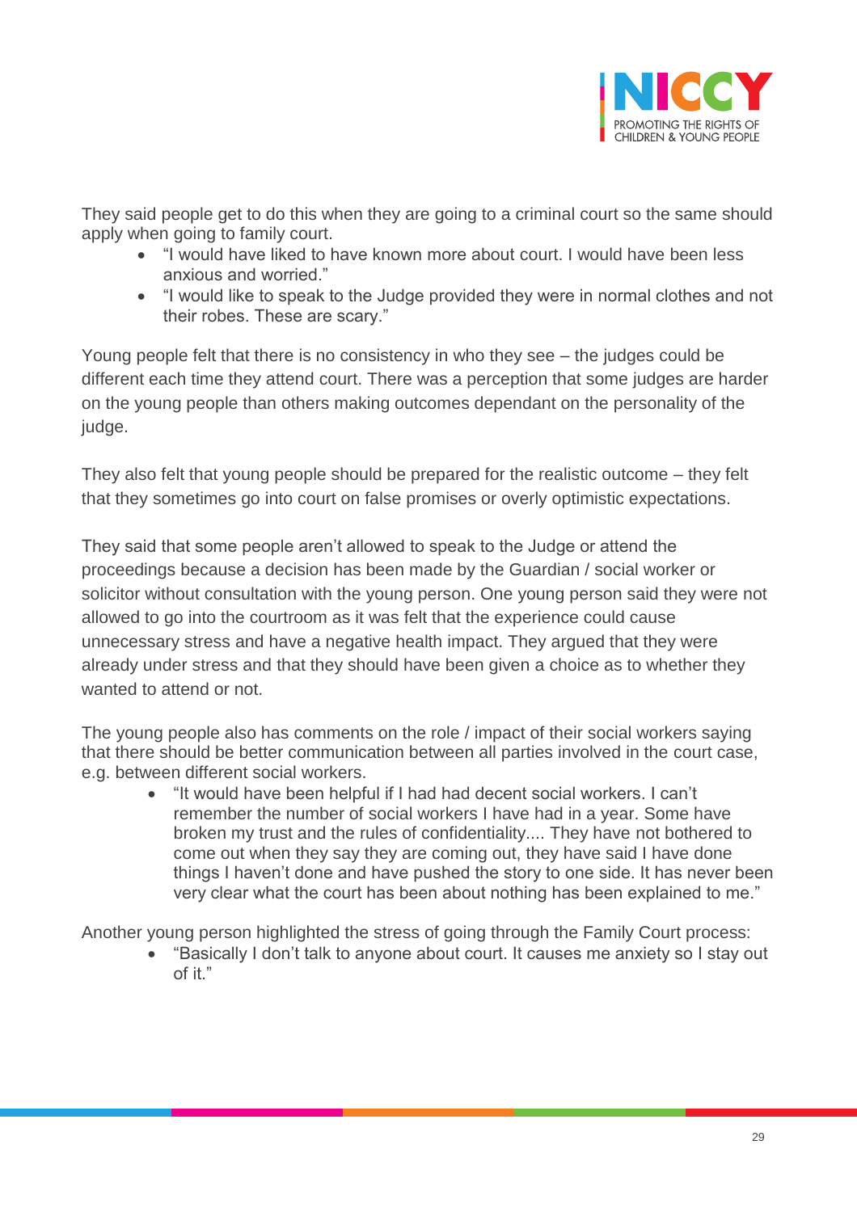They said people get to do this when they are going to a criminal court so the same should apply when going to family court.

- "I would have liked to have known more about court. I would have been less anxious and worried."
- "I would like to speak to the Judge provided they were in normal clothes and not their robes. These are scary."

Young people felt that there is no consistency in who they see – the judges could be different each time they attend court. There was a perception that some judges are harder on the young people than others making outcomes dependant on the personality of the judge.

They also felt that young people should be prepared for the realistic outcome – they felt that they sometimes go into court on false promises or overly optimistic expectations.

They said that some people aren't allowed to speak to the Judge or attend the proceedings because a decision has been made by the Guardian / social worker or solicitor without consultation with the young person. One young person said they were not allowed to go into the courtroom as it was felt that the experience could cause unnecessary stress and have a negative health impact. They argued that they were already under stress and that they should have been given a choice as to whether they wanted to attend or not.

The young people also has comments on the role / impact of their social workers saying that there should be better communication between all parties involved in the court case, e.g. between different social workers.

- "It would have been helpful if I had had decent social workers. I can't remember the number of social workers I have had in a year. Some have broken my trust and the rules of confidentiality.... They have not bothered to come out when they say they are coming out, they have said I have done things I haven't done and have pushed the story to one side. It has never been very clear what the court has been about nothing has been explained to me."

Another young person highlighted the stress of going through the Family Court process:

- "Basically I don't talk to anyone about court. It causes me anxiety so I stay out of it."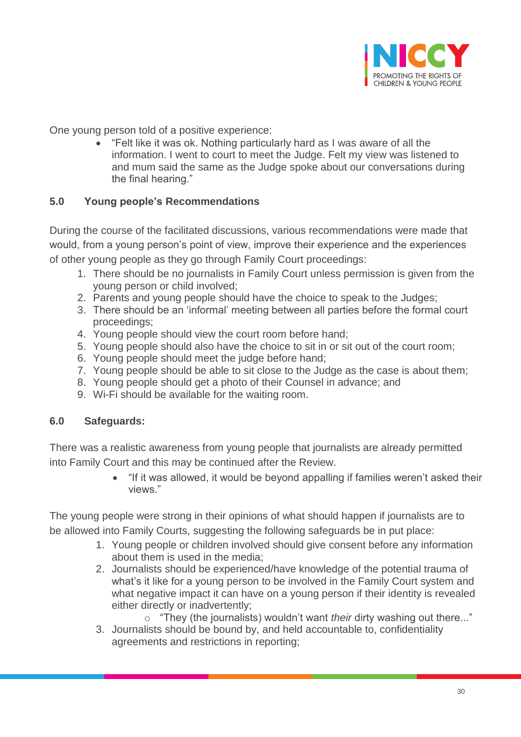One young person told of a positive experience:

- "Felt like it was ok. Nothing particularly hard as I was aware of all the information. I went to court to meet the Judge. Felt my view was listened to and mum said the same as the Judge spoke about our conversations during the final hearing."

## 5.0 Young people's Recommendations

During the course of the facilitated discussions, various recommendations were made that would, from a young person's point of view, improve their experience and the experiences of other young people as they go through Family Court proceedings:

1. There should be no journalists in Family Court unless permission is given from the young person or child involved;
2. Parents and young people should have the choice to speak to the Judges;
3. There should be an 'informal' meeting between all parties before the formal court proceedings;
4. Young people should view the court room before hand;
5. Young people should also have the choice to sit in or sit out of the court room;
6. Young people should meet the judge before hand;
7. Young people should be able to sit close to the Judge as the case is about them;
8. Young people should get a photo of their Counsel in advance; and
9. Wi-Fi should be available for the waiting room.

## 6.0 Safeguards:

There was a realistic awareness from young people that journalists are already permitted into Family Court and this may be continued after the Review.

- "If it was allowed, it would be beyond appalling if families weren't asked their views."

The young people were strong in their opinions of what should happen if journalists are to be allowed into Family Courts, suggesting the following safeguards be in put place:

1. Young people or children involved should give consent before any information about them is used in the media;
2. Journalists should be experienced/have knowledge of the potential trauma of what's it like for a young person to be involved in the Family Court system and what negative impact it can have on a young person if their identity is revealed either directly or inadvertently;
   - "They (the journalists) wouldn't want *their* dirty washing out there..."
3. Journalists should be bound by, and held accountable to, confidentiality agreements and restrictions in reporting;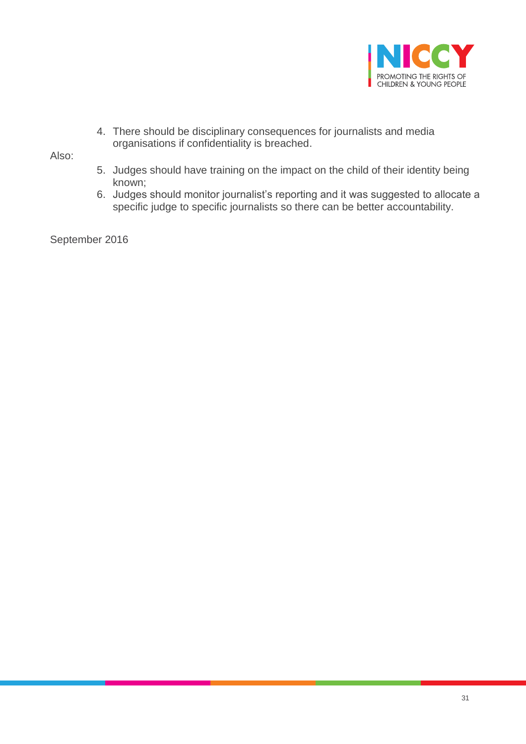4. There should be disciplinary consequences for journalists and media organisations if confidentiality is breached.

Also:

5. Judges should have training on the impact on the child of their identity being known;
6. Judges should monitor journalist's reporting and it was suggested to allocate a specific judge to specific journalists so there can be better accountability.

September 2016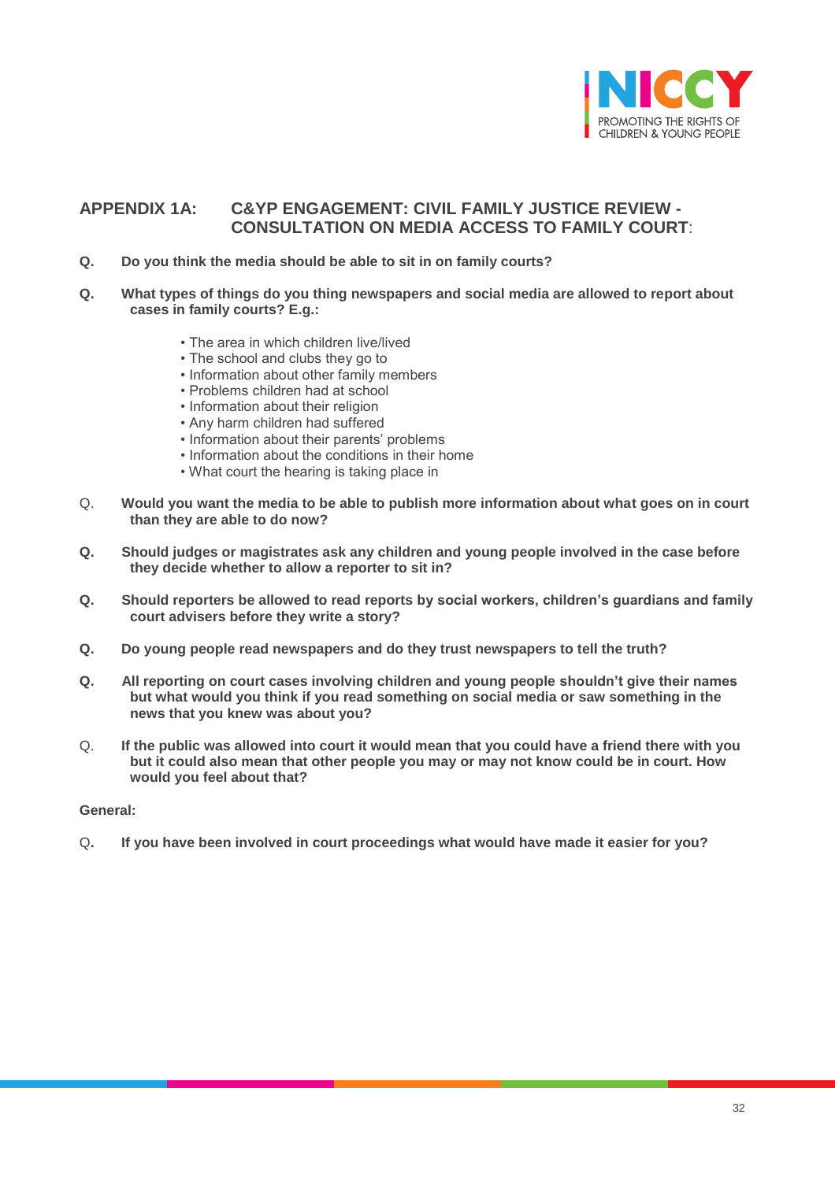## APPENDIX 1A: C&YP ENGAGEMENT: CIVIL FAMILY JUSTICE REVIEW - CONSULTATION ON MEDIA ACCESS TO FAMILY COURT:

**Q. Do you think the media should be able to sit in on family courts?**

**Q. What types of things do you thing newspapers and social media are allowed to report about cases in family courts? E.g.:**

- The area in which children live/lived
- The school and clubs they go to
- Information about other family members
- Problems children had at school
- Information about their religion
- Any harm children had suffered
- Information about their parents' problems
- Information about the conditions in their home
- What court the hearing is taking place in

Q. **Would you want the media to be able to publish more information about what goes on in court than they are able to do now?**

**Q. Should judges or magistrates ask any children and young people involved in the case before they decide whether to allow a reporter to sit in?**

**Q. Should reporters be allowed to read reports by social workers, children's guardians and family court advisers before they write a story?**

**Q. Do young people read newspapers and do they trust newspapers to tell the truth?**

**Q. All reporting on court cases involving children and young people shouldn't give their names but what would you think if you read something on social media or saw something in the news that you knew was about you?**

Q. **If the public was allowed into court it would mean that you could have a friend there with you but it could also mean that other people you may or may not know could be in court. How would you feel about that?**

**General:**

Q**. If you have been involved in court proceedings what would have made it easier for you?**